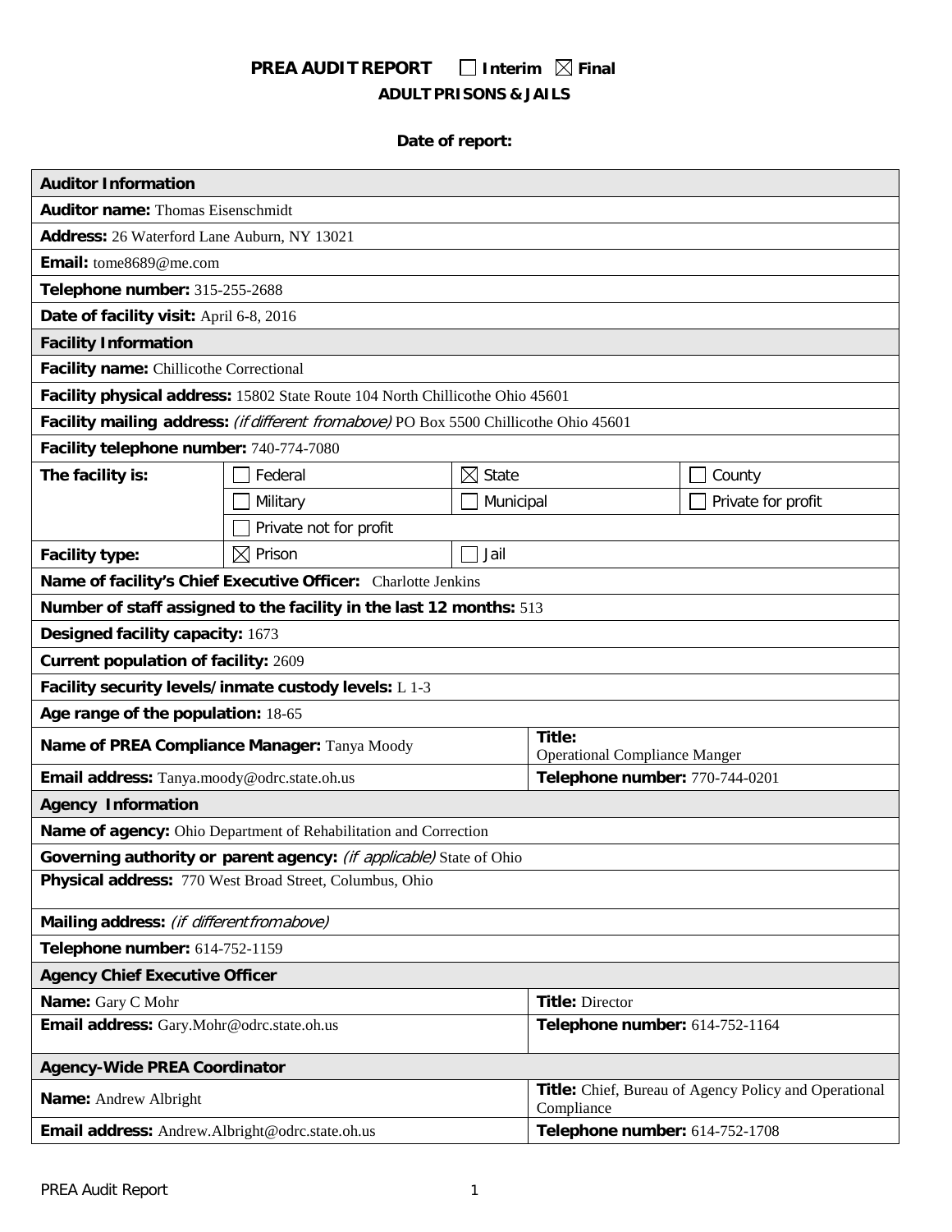# PREA AUDIT REPORT ☐ Interim ☒ Final

## ADULT PRISONS & JAILS

**Date of report:**

| **Auditor Information** | | | |
|---|---|---|---|
| **Auditor name:** Thomas Eisenschmidt | | | |
| **Address:** 26 Waterford Lane Auburn, NY 13021 | | | |
| **Email:** tome8689@me.com | | | |
| **Telephone number:** 315-255-2688 | | | |
| **Date of facility visit:** April 6-8, 2016 | | | |
| **Facility Information** | | | |
| **Facility name:** Chillicothe Correctional | | | |
| **Facility physical address:** 15802 State Route 104 North Chillicothe Ohio 45601 | | | |
| **Facility mailing address:** *(if different from above)* PO Box 5500 Chillicothe Ohio 45601 | | | |
| **Facility telephone number:** 740-774-7080 | | | |
| **The facility is:** | ☐ Federal | ☒ State | ☐ County |
| | ☐ Military | ☐ Municipal | ☐ Private for profit |
| | ☐ Private not for profit | | |
| **Facility type:** | ☒ Prison | ☐ Jail | |
| **Name of facility's Chief Executive Officer:** Charlotte Jenkins | | | |
| **Number of staff assigned to the facility in the last 12 months:** 513 | | | |
| **Designed facility capacity:** 1673 | | | |
| **Current population of facility:** 2609 | | | |
| **Facility security levels/inmate custody levels:** L 1-3 | | | |
| **Age range of the population:** 18-65 | | | |
| **Name of PREA Compliance Manager:** Tanya Moody | | **Title:** Operational Compliance Manger | |
| **Email address:** Tanya.moody@odrc.state.oh.us | | **Telephone number:** 770-744-0201 | |
| **Agency Information** | | | |
| **Name of agency:** Ohio Department of Rehabilitation and Correction | | | |
| **Governing authority or parent agency:** *(if applicable)* State of Ohio | | | |
| **Physical address:** 770 West Broad Street, Columbus, Ohio | | | |
| **Mailing address:** *(if different from above)* | | | |
| **Telephone number:** 614-752-1159 | | | |
| **Agency Chief Executive Officer** | | | |
| **Name:** Gary C Mohr | | **Title:** Director | |
| **Email address:** Gary.Mohr@odrc.state.oh.us | | **Telephone number:** 614-752-1164 | |
| **Agency-Wide PREA Coordinator** | | | |
| **Name:** Andrew Albright | | **Title:** Chief, Bureau of Agency Policy and Operational Compliance | |
| **Email address:** Andrew.Albright@odrc.state.oh.us | | **Telephone number:** 614-752-1708 | |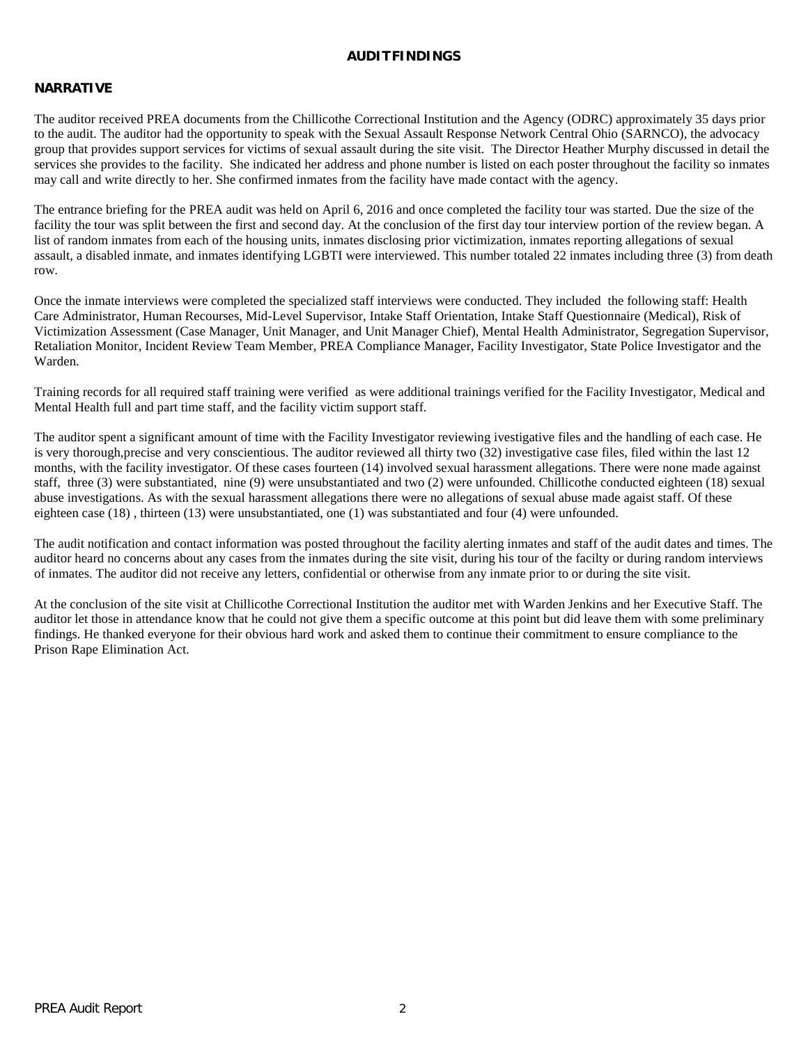# AUDIT FINDINGS

## NARRATIVE

The auditor received PREA documents from the Chillicothe Correctional Institution and the Agency (ODRC) approximately 35 days prior to the audit. The auditor had the opportunity to speak with the Sexual Assault Response Network Central Ohio (SARNCO), the advocacy group that provides support services for victims of sexual assault during the site visit. The Director Heather Murphy discussed in detail the services she provides to the facility. She indicated her address and phone number is listed on each poster throughout the facility so inmates may call and write directly to her. She confirmed inmates from the facility have made contact with the agency.

The entrance briefing for the PREA audit was held on April 6, 2016 and once completed the facility tour was started. Due the size of the facility the tour was split between the first and second day. At the conclusion of the first day tour interview portion of the review began. A list of random inmates from each of the housing units, inmates disclosing prior victimization, inmates reporting allegations of sexual assault, a disabled inmate, and inmates identifying LGBTI were interviewed. This number totaled 22 inmates including three (3) from death row.

Once the inmate interviews were completed the specialized staff interviews were conducted. They included the following staff: Health Care Administrator, Human Recourses, Mid-Level Supervisor, Intake Staff Orientation, Intake Staff Questionnaire (Medical), Risk of Victimization Assessment (Case Manager, Unit Manager, and Unit Manager Chief), Mental Health Administrator, Segregation Supervisor, Retaliation Monitor, Incident Review Team Member, PREA Compliance Manager, Facility Investigator, State Police Investigator and the Warden.

Training records for all required staff training were verified as were additional trainings verified for the Facility Investigator, Medical and Mental Health full and part time staff, and the facility victim support staff.

The auditor spent a significant amount of time with the Facility Investigator reviewing ivestigative files and the handling of each case. He is very thorough,precise and very conscientious. The auditor reviewed all thirty two (32) investigative case files, filed within the last 12 months, with the facility investigator. Of these cases fourteen (14) involved sexual harassment allegations. There were none made against staff, three (3) were substantiated, nine (9) were unsubstantiated and two (2) were unfounded. Chillicothe conducted eighteen (18) sexual abuse investigations. As with the sexual harassment allegations there were no allegations of sexual abuse made agaist staff. Of these eighteen case (18) , thirteen (13) were unsubstantiated, one (1) was substantiated and four (4) were unfounded.

The audit notification and contact information was posted throughout the facility alerting inmates and staff of the audit dates and times. The auditor heard no concerns about any cases from the inmates during the site visit, during his tour of the facilty or during random interviews of inmates. The auditor did not receive any letters, confidential or otherwise from any inmate prior to or during the site visit.

At the conclusion of the site visit at Chillicothe Correctional Institution the auditor met with Warden Jenkins and her Executive Staff. The auditor let those in attendance know that he could not give them a specific outcome at this point but did leave them with some preliminary findings. He thanked everyone for their obvious hard work and asked them to continue their commitment to ensure compliance to the Prison Rape Elimination Act.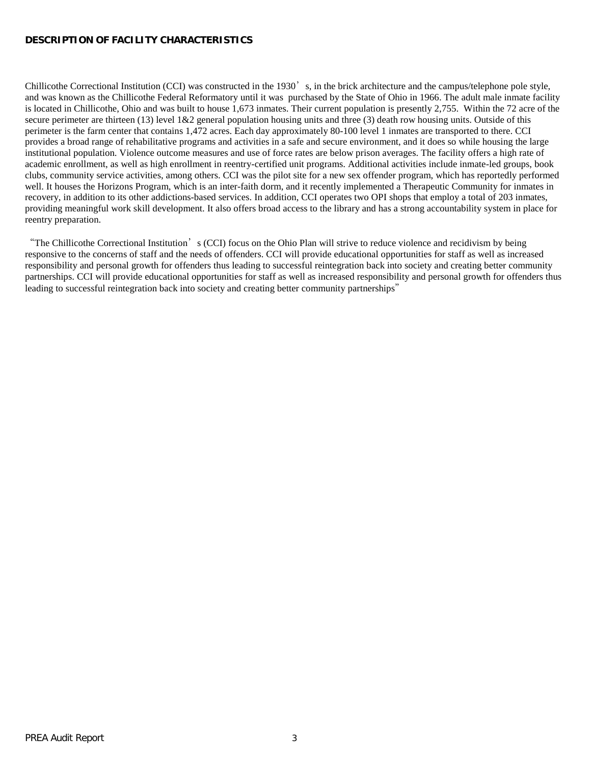**DESCRIPTION OF FACILITY CHARACTERISTICS**

Chillicothe Correctional Institution (CCI) was constructed in the 1930's, in the brick architecture and the campus/telephone pole style, and was known as the Chillicothe Federal Reformatory until it was purchased by the State of Ohio in 1966. The adult male inmate facility is located in Chillicothe, Ohio and was built to house 1,673 inmates. Their current population is presently 2,755. Within the 72 acre of the secure perimeter are thirteen (13) level 1&2 general population housing units and three (3) death row housing units. Outside of this perimeter is the farm center that contains 1,472 acres. Each day approximately 80-100 level 1 inmates are transported to there. CCI provides a broad range of rehabilitative programs and activities in a safe and secure environment, and it does so while housing the large institutional population. Violence outcome measures and use of force rates are below prison averages. The facility offers a high rate of academic enrollment, as well as high enrollment in reentry-certified unit programs. Additional activities include inmate-led groups, book clubs, community service activities, among others. CCI was the pilot site for a new sex offender program, which has reportedly performed well. It houses the Horizons Program, which is an inter-faith dorm, and it recently implemented a Therapeutic Community for inmates in recovery, in addition to its other addictions-based services. In addition, CCI operates two OPI shops that employ a total of 203 inmates, providing meaningful work skill development. It also offers broad access to the library and has a strong accountability system in place for reentry preparation.

"The Chillicothe Correctional Institution's (CCI) focus on the Ohio Plan will strive to reduce violence and recidivism by being responsive to the concerns of staff and the needs of offenders. CCI will provide educational opportunities for staff as well as increased responsibility and personal growth for offenders thus leading to successful reintegration back into society and creating better community partnerships. CCI will provide educational opportunities for staff as well as increased responsibility and personal growth for offenders thus leading to successful reintegration back into society and creating better community partnerships"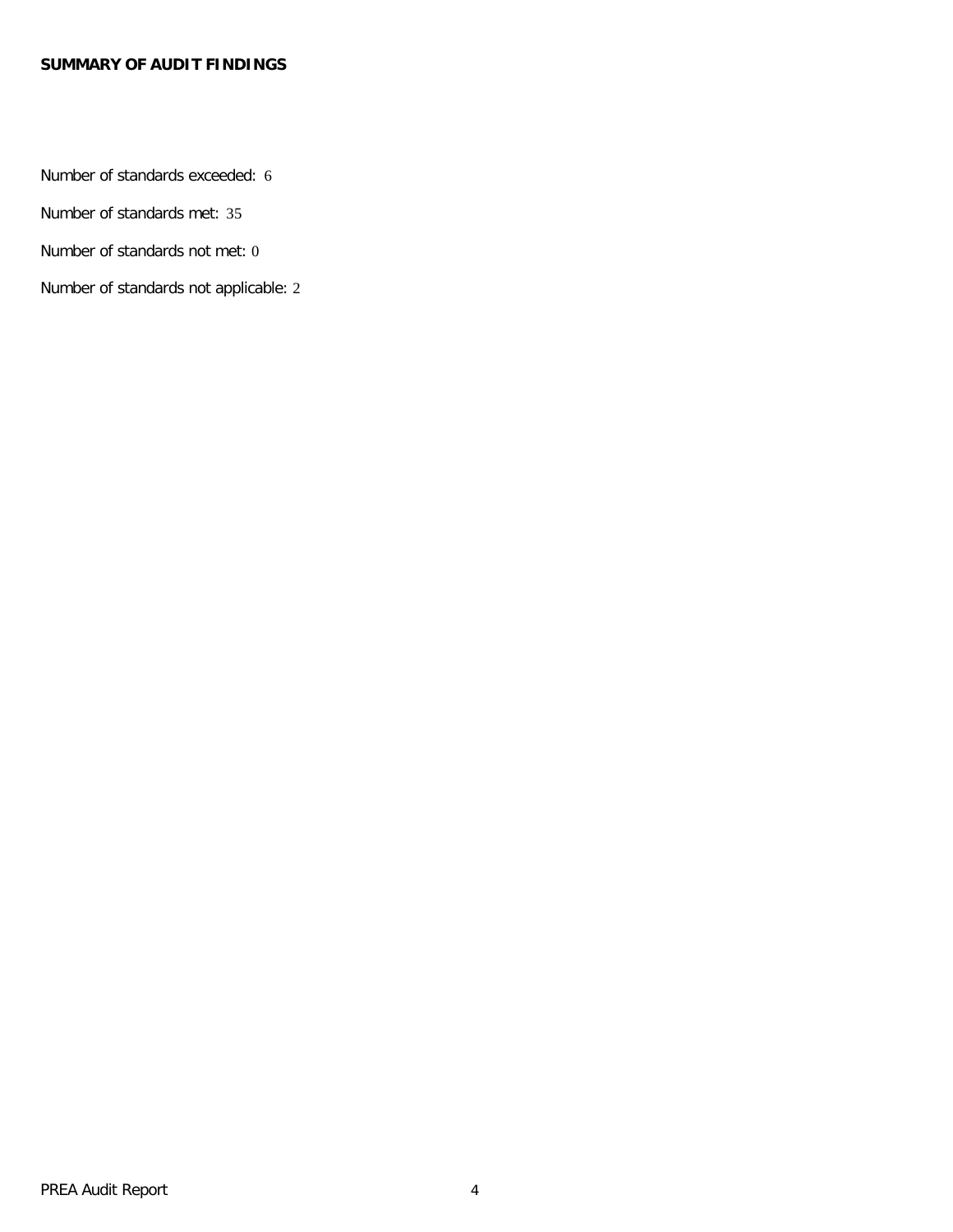**SUMMARY OF AUDIT FINDINGS**

Number of standards exceeded: 6

Number of standards met: 35

Number of standards not met: 0

Number of standards not applicable: 2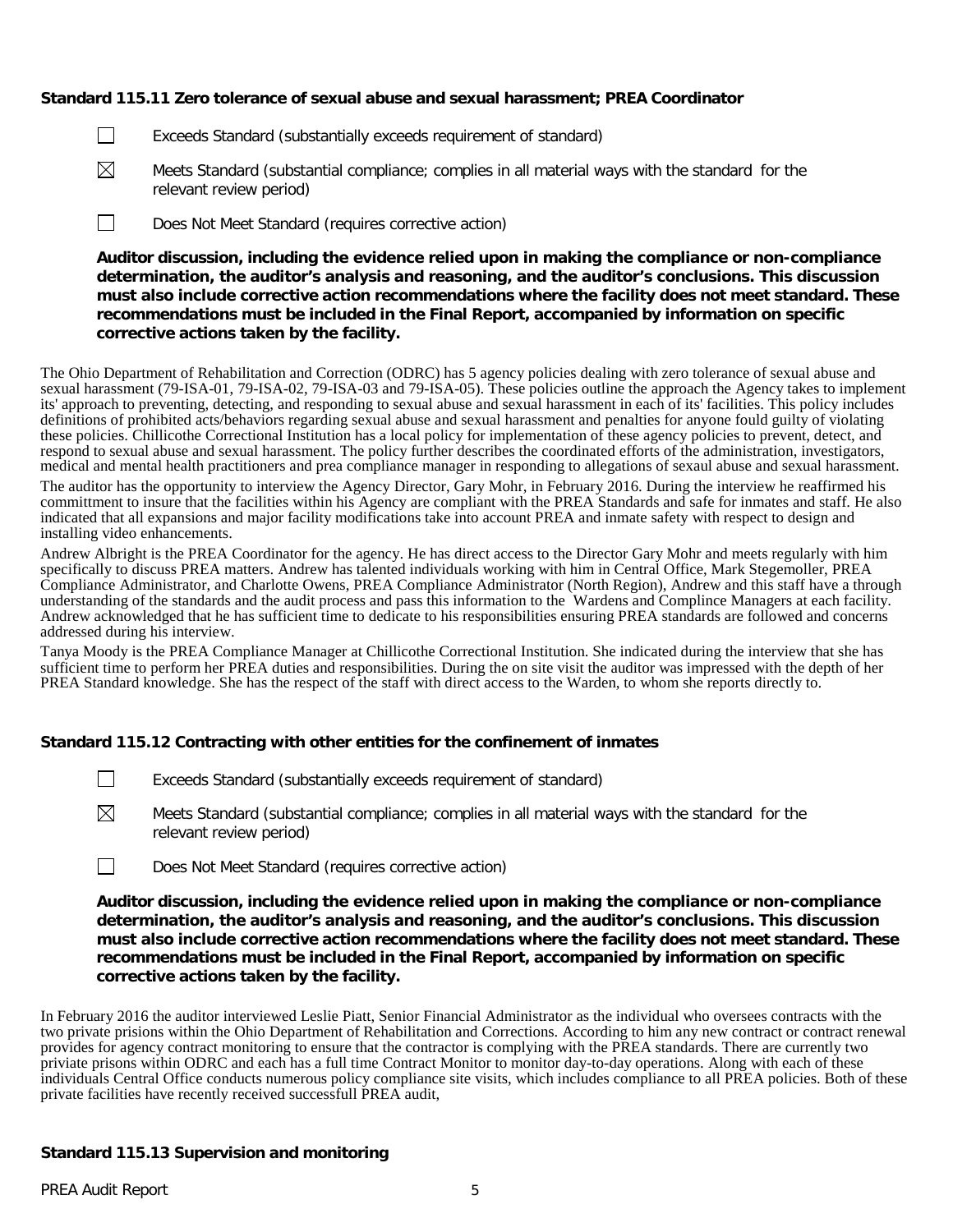**Standard 115.11 Zero tolerance of sexual abuse and sexual harassment; PREA Coordinator**

☐ Exceeds Standard (substantially exceeds requirement of standard)

☒ Meets Standard (substantial compliance; complies in all material ways with the standard for the relevant review period)

☐ Does Not Meet Standard (requires corrective action)

**Auditor discussion, including the evidence relied upon in making the compliance or non-compliance determination, the auditor's analysis and reasoning, and the auditor's conclusions. This discussion must also include corrective action recommendations where the facility does not meet standard. These recommendations must be included in the Final Report, accompanied by information on specific corrective actions taken by the facility.**

The Ohio Department of Rehabilitation and Correction (ODRC) has 5 agency policies dealing with zero tolerance of sexual abuse and sexual harassment (79-ISA-01, 79-ISA-02, 79-ISA-03 and 79-ISA-05). These policies outline the approach the Agency takes to implement its' approach to preventing, detecting, and responding to sexual abuse and sexual harassment in each of its' facilities. This policy includes definitions of prohibited acts/behaviors regarding sexual abuse and sexual harassment and penalties for anyone fould guilty of violating these policies. Chillicothe Correctional Institution has a local policy for implementation of these agency policies to prevent, detect, and respond to sexual abuse and sexual harassment. The policy further describes the coordinated efforts of the administration, investigators, medical and mental health practitioners and prea compliance manager in responding to allegations of sexaul abuse and sexual harassment.

The auditor has the opportunity to interview the Agency Director, Gary Mohr, in February 2016. During the interview he reaffirmed his committment to insure that the facilities within his Agency are compliant with the PREA Standards and safe for inmates and staff. He also indicated that all expansions and major facility modifications take into account PREA and inmate safety with respect to design and installing video enhancements.

Andrew Albright is the PREA Coordinator for the agency. He has direct access to the Director Gary Mohr and meets regularly with him specifically to discuss PREA matters. Andrew has talented individuals working with him in Central Office, Mark Stegemoller, PREA Compliance Administrator, and Charlotte Owens, PREA Compliance Administrator (North Region), Andrew and this staff have a through understanding of the standards and the audit process and pass this information to the Wardens and Complince Managers at each facility. Andrew acknowledged that he has sufficient time to dedicate to his responsibilities ensuring PREA standards are followed and concerns addressed during his interview.

Tanya Moody is the PREA Compliance Manager at Chillicothe Correctional Institution. She indicated during the interview that she has sufficient time to perform her PREA duties and responsibilities. During the on site visit the auditor was impressed with the depth of her PREA Standard knowledge. She has the respect of the staff with direct access to the Warden, to whom she reports directly to.

**Standard 115.12 Contracting with other entities for the confinement of inmates**

☐ Exceeds Standard (substantially exceeds requirement of standard)

☒ Meets Standard (substantial compliance; complies in all material ways with the standard for the relevant review period)

☐ Does Not Meet Standard (requires corrective action)

**Auditor discussion, including the evidence relied upon in making the compliance or non-compliance determination, the auditor's analysis and reasoning, and the auditor's conclusions. This discussion must also include corrective action recommendations where the facility does not meet standard. These recommendations must be included in the Final Report, accompanied by information on specific corrective actions taken by the facility.**

In February 2016 the auditor interviewed Leslie Piatt, Senior Financial Administrator as the individual who oversees contracts with the two private prisions within the Ohio Department of Rehabilitation and Corrections. According to him any new contract or contract renewal provides for agency contract monitoring to ensure that the contractor is complying with the PREA standards. There are currently two priviate prisons within ODRC and each has a full time Contract Monitor to monitor day-to-day operations. Along with each of these individuals Central Office conducts numerous policy compliance site visits, which includes compliance to all PREA policies. Both of these private facilities have recently received successfull PREA audit,

**Standard 115.13 Supervision and monitoring**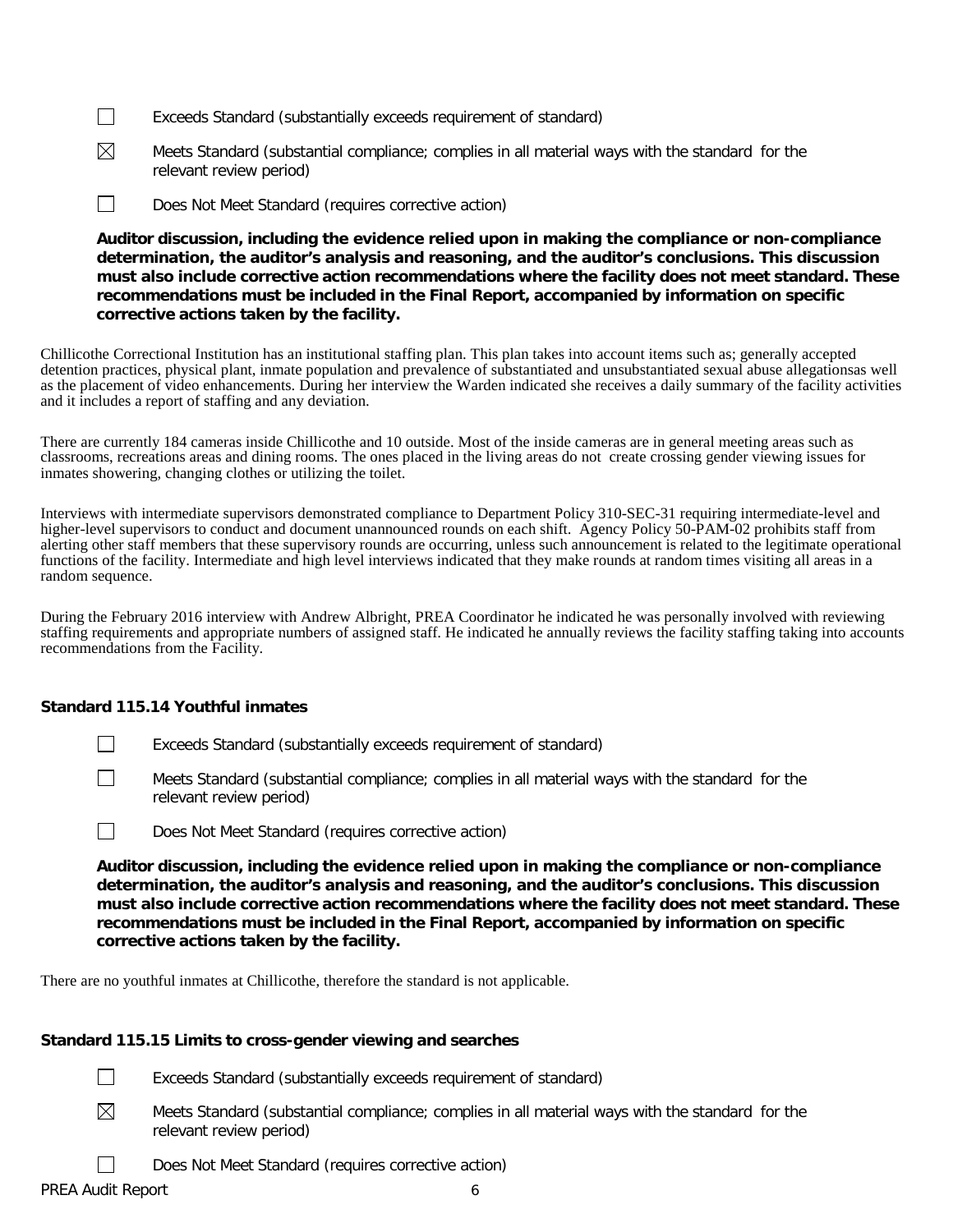☐ Exceeds Standard (substantially exceeds requirement of standard)

☒ Meets Standard (substantial compliance; complies in all material ways with the standard for the relevant review period)

☐ Does Not Meet Standard (requires corrective action)

**Auditor discussion, including the evidence relied upon in making the compliance or non-compliance determination, the auditor's analysis and reasoning, and the auditor's conclusions. This discussion must also include corrective action recommendations where the facility does not meet standard. These recommendations must be included in the Final Report, accompanied by information on specific corrective actions taken by the facility.**

Chillicothe Correctional Institution has an institutional staffing plan. This plan takes into account items such as; generally accepted detention practices, physical plant, inmate population and prevalence of substantiated and unsubstantiated sexual abuse allegationsas well as the placement of video enhancements. During her interview the Warden indicated she receives a daily summary of the facility activities and it includes a report of staffing and any deviation.

There are currently 184 cameras inside Chillicothe and 10 outside. Most of the inside cameras are in general meeting areas such as classrooms, recreations areas and dining rooms. The ones placed in the living areas do not create crossing gender viewing issues for inmates showering, changing clothes or utilizing the toilet.

Interviews with intermediate supervisors demonstrated compliance to Department Policy 310-SEC-31 requiring intermediate-level and higher-level supervisors to conduct and document unannounced rounds on each shift. Agency Policy 50-PAM-02 prohibits staff from alerting other staff members that these supervisory rounds are occurring, unless such announcement is related to the legitimate operational functions of the facility. Intermediate and high level interviews indicated that they make rounds at random times visiting all areas in a random sequence.

During the February 2016 interview with Andrew Albright, PREA Coordinator he indicated he was personally involved with reviewing staffing requirements and appropriate numbers of assigned staff. He indicated he annually reviews the facility staffing taking into accounts recommendations from the Facility.

### Standard 115.14 Youthful inmates

☐ Exceeds Standard (substantially exceeds requirement of standard)

☐ Meets Standard (substantial compliance; complies in all material ways with the standard for the relevant review period)

☐ Does Not Meet Standard (requires corrective action)

**Auditor discussion, including the evidence relied upon in making the compliance or non-compliance determination, the auditor's analysis and reasoning, and the auditor's conclusions. This discussion must also include corrective action recommendations where the facility does not meet standard. These recommendations must be included in the Final Report, accompanied by information on specific corrective actions taken by the facility.**

There are no youthful inmates at Chillicothe, therefore the standard is not applicable.

### Standard 115.15 Limits to cross-gender viewing and searches

☐ Exceeds Standard (substantially exceeds requirement of standard)

☒ Meets Standard (substantial compliance; complies in all material ways with the standard for the relevant review period)

☐ Does Not Meet Standard (requires corrective action)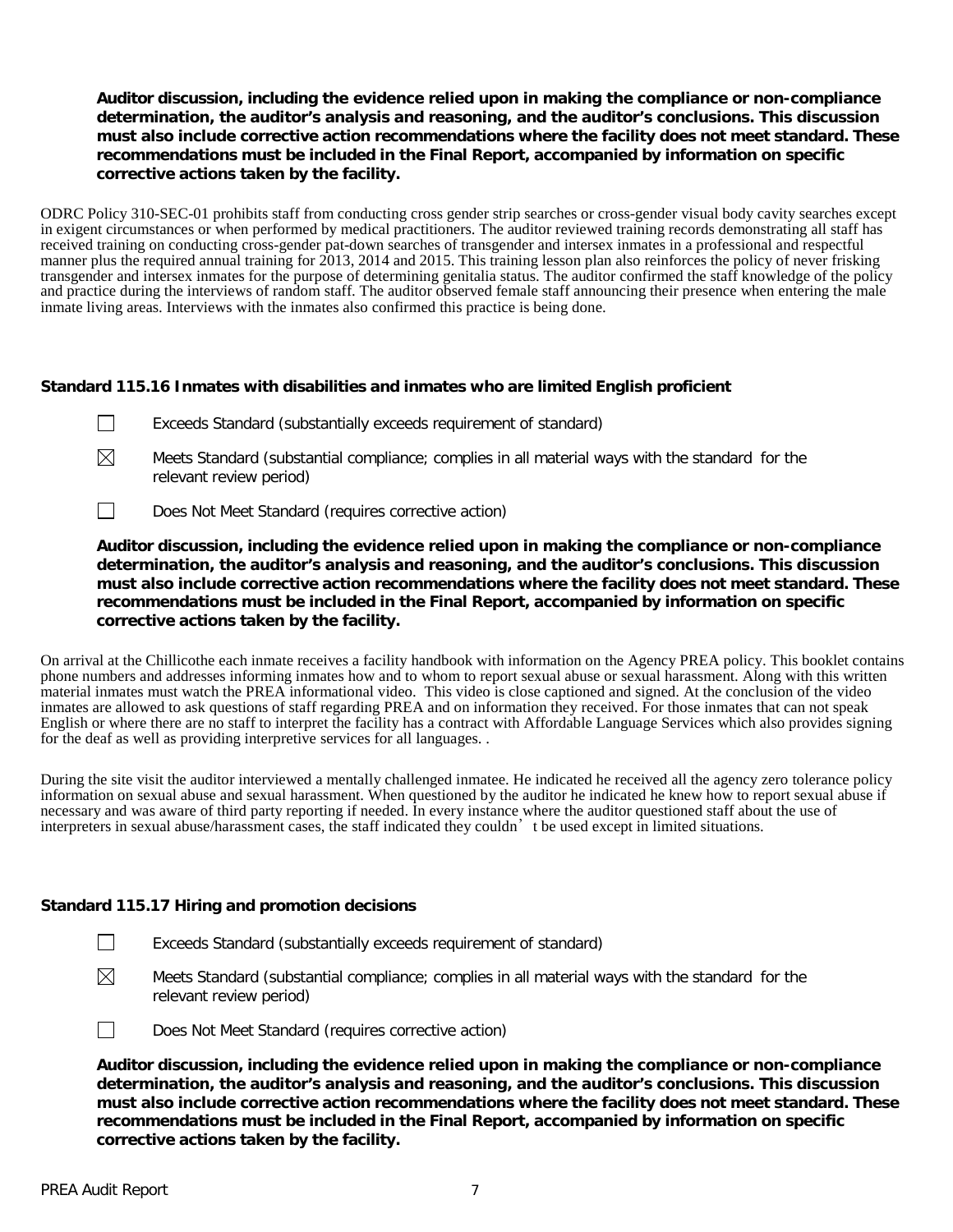**Auditor discussion, including the evidence relied upon in making the compliance or non-compliance determination, the auditor's analysis and reasoning, and the auditor's conclusions. This discussion must also include corrective action recommendations where the facility does not meet standard. These recommendations must be included in the Final Report, accompanied by information on specific corrective actions taken by the facility.**

ODRC Policy 310-SEC-01 prohibits staff from conducting cross gender strip searches or cross-gender visual body cavity searches except in exigent circumstances or when performed by medical practitioners. The auditor reviewed training records demonstrating all staff has received training on conducting cross-gender pat-down searches of transgender and intersex inmates in a professional and respectful manner plus the required annual training for 2013, 2014 and 2015. This training lesson plan also reinforces the policy of never frisking transgender and intersex inmates for the purpose of determining genitalia status. The auditor confirmed the staff knowledge of the policy and practice during the interviews of random staff. The auditor observed female staff announcing their presence when entering the male inmate living areas. Interviews with the inmates also confirmed this practice is being done.

### Standard 115.16 Inmates with disabilities and inmates who are limited English proficient

☐ Exceeds Standard (substantially exceeds requirement of standard)

☒ Meets Standard (substantial compliance; complies in all material ways with the standard for the relevant review period)

☐ Does Not Meet Standard (requires corrective action)

**Auditor discussion, including the evidence relied upon in making the compliance or non-compliance determination, the auditor's analysis and reasoning, and the auditor's conclusions. This discussion must also include corrective action recommendations where the facility does not meet standard. These recommendations must be included in the Final Report, accompanied by information on specific corrective actions taken by the facility.**

On arrival at the Chillicothe each inmate receives a facility handbook with information on the Agency PREA policy. This booklet contains phone numbers and addresses informing inmates how and to whom to report sexual abuse or sexual harassment. Along with this written material inmates must watch the PREA informational video. This video is close captioned and signed. At the conclusion of the video inmates are allowed to ask questions of staff regarding PREA and on information they received. For those inmates that can not speak English or where there are no staff to interpret the facility has a contract with Affordable Language Services which also provides signing for the deaf as well as providing interpretive services for all languages. .

During the site visit the auditor interviewed a mentally challenged inmatee. He indicated he received all the agency zero tolerance policy information on sexual abuse and sexual harassment. When questioned by the auditor he indicated he knew how to report sexual abuse if necessary and was aware of third party reporting if needed. In every instance where the auditor questioned staff about the use of interpreters in sexual abuse/harassment cases, the staff indicated they couldn't be used except in limited situations.

### Standard 115.17 Hiring and promotion decisions

☐ Exceeds Standard (substantially exceeds requirement of standard)

☒ Meets Standard (substantial compliance; complies in all material ways with the standard for the relevant review period)

☐ Does Not Meet Standard (requires corrective action)

**Auditor discussion, including the evidence relied upon in making the compliance or non-compliance determination, the auditor's analysis and reasoning, and the auditor's conclusions. This discussion must also include corrective action recommendations where the facility does not meet standard. These recommendations must be included in the Final Report, accompanied by information on specific corrective actions taken by the facility.**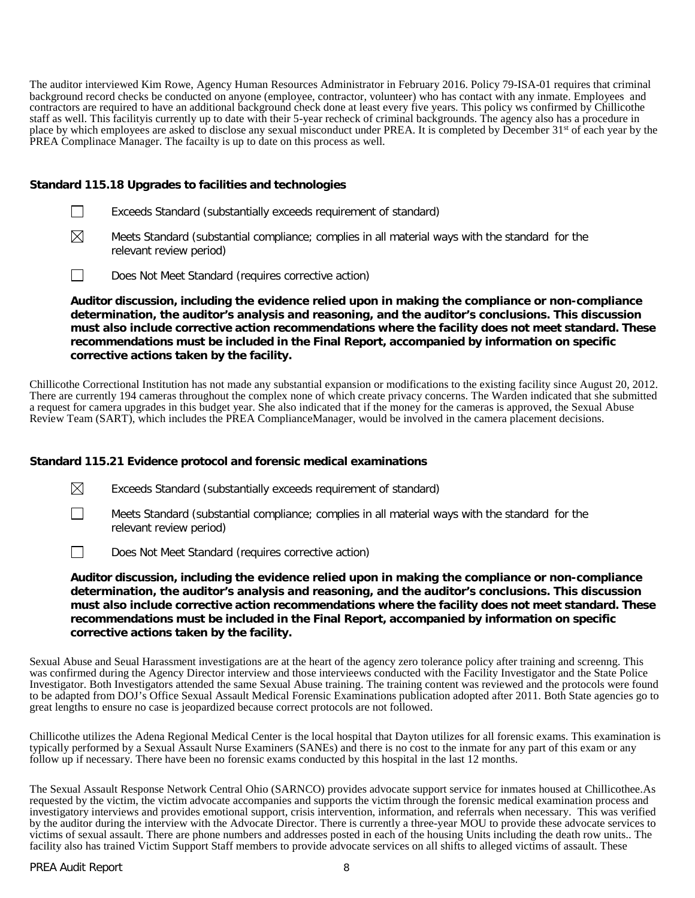The auditor interviewed Kim Rowe, Agency Human Resources Administrator in February 2016. Policy 79-ISA-01 requires that criminal background record checks be conducted on anyone (employee, contractor, volunteer) who has contact with any inmate. Employees and contractors are required to have an additional background check done at least every five years. This policy ws confirmed by Chillicothe staff as well. This facilityis currently up to date with their 5-year recheck of criminal backgrounds. The agency also has a procedure in place by which employees are asked to disclose any sexual misconduct under PREA. It is completed by December 31st of each year by the PREA Complinace Manager. The facailty is up to date on this process as well.

**Standard 115.18 Upgrades to facilities and technologies**

☐ Exceeds Standard (substantially exceeds requirement of standard)

☒ Meets Standard (substantial compliance; complies in all material ways with the standard for the relevant review period)

☐ Does Not Meet Standard (requires corrective action)

**Auditor discussion, including the evidence relied upon in making the compliance or non-compliance determination, the auditor's analysis and reasoning, and the auditor's conclusions. This discussion must also include corrective action recommendations where the facility does not meet standard. These recommendations must be included in the Final Report, accompanied by information on specific corrective actions taken by the facility.**

Chillicothe Correctional Institution has not made any substantial expansion or modifications to the existing facility since August 20, 2012. There are currently 194 cameras throughout the complex none of which create privacy concerns. The Warden indicated that she submitted a request for camera upgrades in this budget year. She also indicated that if the money for the cameras is approved, the Sexual Abuse Review Team (SART), which includes the PREA ComplianceManager, would be involved in the camera placement decisions.

**Standard 115.21 Evidence protocol and forensic medical examinations**

☒ Exceeds Standard (substantially exceeds requirement of standard)

☐ Meets Standard (substantial compliance; complies in all material ways with the standard for the relevant review period)

☐ Does Not Meet Standard (requires corrective action)

**Auditor discussion, including the evidence relied upon in making the compliance or non-compliance determination, the auditor's analysis and reasoning, and the auditor's conclusions. This discussion must also include corrective action recommendations where the facility does not meet standard. These recommendations must be included in the Final Report, accompanied by information on specific corrective actions taken by the facility.**

Sexual Abuse and Seual Harassment investigations are at the heart of the agency zero tolerance policy after training and screenng. This was confirmed during the Agency Director interview and those interviewes conducted with the Facility Investigator and the State Police Investigator. Both Investigators attended the same Sexual Abuse training. The training content was reviewed and the protocols were found to be adapted from DOJ's Office Sexual Assault Medical Forensic Examinations publication adopted after 2011. Both State agencies go to great lengths to ensure no case is jeopardized because correct protocols are not followed.

Chillicothe utilizes the Adena Regional Medical Center is the local hospital that Dayton utilizes for all forensic exams. This examination is typically performed by a Sexual Assault Nurse Examiners (SANEs) and there is no cost to the inmate for any part of this exam or any follow up if necessary. There have been no forensic exams conducted by this hospital in the last 12 months.

The Sexual Assault Response Network Central Ohio (SARNCO) provides advocate support service for inmates housed at Chillicothee.As requested by the victim, the victim advocate accompanies and supports the victim through the forensic medical examination process and investigatory interviews and provides emotional support, crisis intervention, information, and referrals when necessary. This was verified by the auditor during the interview with the Advocate Director. There is currently a three-year MOU to provide these advocate services to victims of sexual assault. There are phone numbers and addresses posted in each of the housing Units including the death row units.. The facility also has trained Victim Support Staff members to provide advocate services on all shifts to alleged victims of assault. These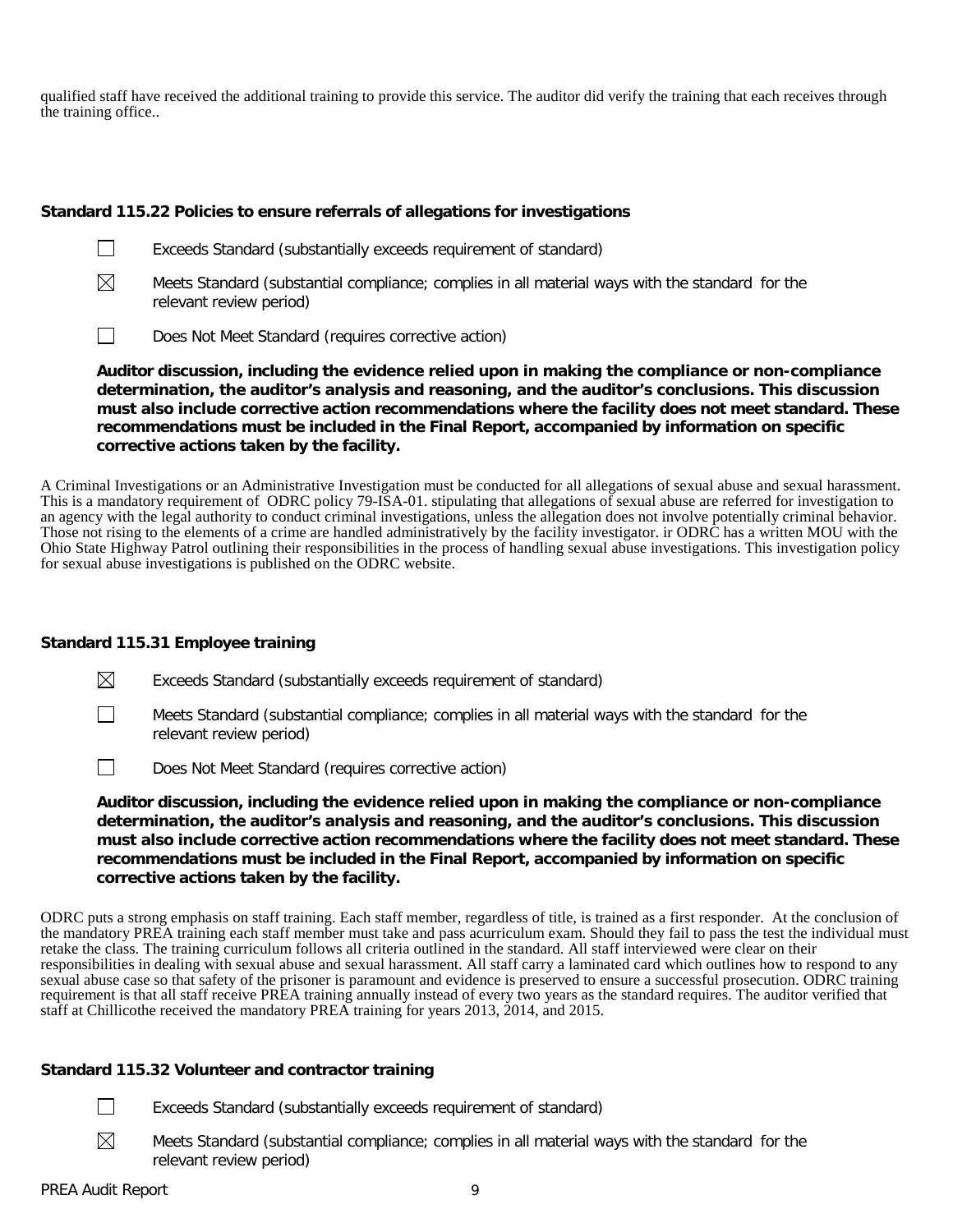qualified staff have received the additional training to provide this service. The auditor did verify the training that each receives through the training office..

**Standard 115.22 Policies to ensure referrals of allegations for investigations**

☐ Exceeds Standard (substantially exceeds requirement of standard)

☒ Meets Standard (substantial compliance; complies in all material ways with the standard for the relevant review period)

☐ Does Not Meet Standard (requires corrective action)

**Auditor discussion, including the evidence relied upon in making the compliance or non-compliance determination, the auditor's analysis and reasoning, and the auditor's conclusions. This discussion must also include corrective action recommendations where the facility does not meet standard. These recommendations must be included in the Final Report, accompanied by information on specific corrective actions taken by the facility.**

A Criminal Investigations or an Administrative Investigation must be conducted for all allegations of sexual abuse and sexual harassment. This is a mandatory requirement of ODRC policy 79-ISA-01. stipulating that allegations of sexual abuse are referred for investigation to an agency with the legal authority to conduct criminal investigations, unless the allegation does not involve potentially criminal behavior. Those not rising to the elements of a crime are handled administratively by the facility investigator. ir ODRC has a written MOU with the Ohio State Highway Patrol outlining their responsibilities in the process of handling sexual abuse investigations. This investigation policy for sexual abuse investigations is published on the ODRC website.

**Standard 115.31 Employee training**

☒ Exceeds Standard (substantially exceeds requirement of standard)

☐ Meets Standard (substantial compliance; complies in all material ways with the standard for the relevant review period)

☐ Does Not Meet Standard (requires corrective action)

**Auditor discussion, including the evidence relied upon in making the compliance or non-compliance determination, the auditor's analysis and reasoning, and the auditor's conclusions. This discussion must also include corrective action recommendations where the facility does not meet standard. These recommendations must be included in the Final Report, accompanied by information on specific corrective actions taken by the facility.**

ODRC puts a strong emphasis on staff training. Each staff member, regardless of title, is trained as a first responder. At the conclusion of the mandatory PREA training each staff member must take and pass acurriculum exam. Should they fail to pass the test the individual must retake the class. The training curriculum follows all criteria outlined in the standard. All staff interviewed were clear on their responsibilities in dealing with sexual abuse and sexual harassment. All staff carry a laminated card which outlines how to respond to any sexual abuse case so that safety of the prisoner is paramount and evidence is preserved to ensure a successful prosecution. ODRC training requirement is that all staff receive PREA training annually instead of every two years as the standard requires. The auditor verified that staff at Chillicothe received the mandatory PREA training for years 2013, 2014, and 2015.

**Standard 115.32 Volunteer and contractor training**

☐ Exceeds Standard (substantially exceeds requirement of standard)

☒ Meets Standard (substantial compliance; complies in all material ways with the standard for the relevant review period)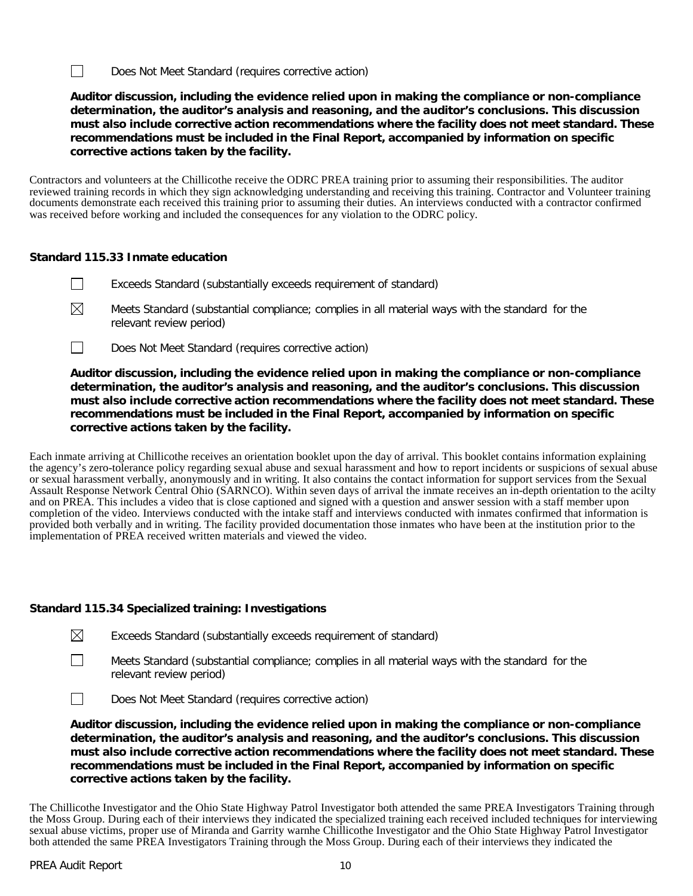☐ Does Not Meet Standard (requires corrective action)

**Auditor discussion, including the evidence relied upon in making the compliance or non-compliance determination, the auditor's analysis and reasoning, and the auditor's conclusions. This discussion must also include corrective action recommendations where the facility does not meet standard. These recommendations must be included in the Final Report, accompanied by information on specific corrective actions taken by the facility.**

Contractors and volunteers at the Chillicothe receive the ODRC PREA training prior to assuming their responsibilities. The auditor reviewed training records in which they sign acknowledging understanding and receiving this training. Contractor and Volunteer training documents demonstrate each received this training prior to assuming their duties. An interviews conducted with a contractor confirmed was received before working and included the consequences for any violation to the ODRC policy.

**Standard 115.33 Inmate education**

☐ Exceeds Standard (substantially exceeds requirement of standard)

☒ Meets Standard (substantial compliance; complies in all material ways with the standard for the relevant review period)

☐ Does Not Meet Standard (requires corrective action)

**Auditor discussion, including the evidence relied upon in making the compliance or non-compliance determination, the auditor's analysis and reasoning, and the auditor's conclusions. This discussion must also include corrective action recommendations where the facility does not meet standard. These recommendations must be included in the Final Report, accompanied by information on specific corrective actions taken by the facility.**

Each inmate arriving at Chillicothe receives an orientation booklet upon the day of arrival. This booklet contains information explaining the agency's zero-tolerance policy regarding sexual abuse and sexual harassment and how to report incidents or suspicions of sexual abuse or sexual harassment verbally, anonymously and in writing. It also contains the contact information for support services from the Sexual Assault Response Network Central Ohio (SARNCO). Within seven days of arrival the inmate receives an in-depth orientation to the acilty and on PREA. This includes a video that is close captioned and signed with a question and answer session with a staff member upon completion of the video. Interviews conducted with the intake staff and interviews conducted with inmates confirmed that information is provided both verbally and in writing. The facility provided documentation those inmates who have been at the institution prior to the implementation of PREA received written materials and viewed the video.

**Standard 115.34 Specialized training: Investigations**

☒ Exceeds Standard (substantially exceeds requirement of standard)

☐ Meets Standard (substantial compliance; complies in all material ways with the standard for the relevant review period)

☐ Does Not Meet Standard (requires corrective action)

**Auditor discussion, including the evidence relied upon in making the compliance or non-compliance determination, the auditor's analysis and reasoning, and the auditor's conclusions. This discussion must also include corrective action recommendations where the facility does not meet standard. These recommendations must be included in the Final Report, accompanied by information on specific corrective actions taken by the facility.**

The Chillicothe Investigator and the Ohio State Highway Patrol Investigator both attended the same PREA Investigators Training through the Moss Group. During each of their interviews they indicated the specialized training each received included techniques for interviewing sexual abuse victims, proper use of Miranda and Garrity warnhe Chillicothe Investigator and the Ohio State Highway Patrol Investigator both attended the same PREA Investigators Training through the Moss Group. During each of their interviews they indicated the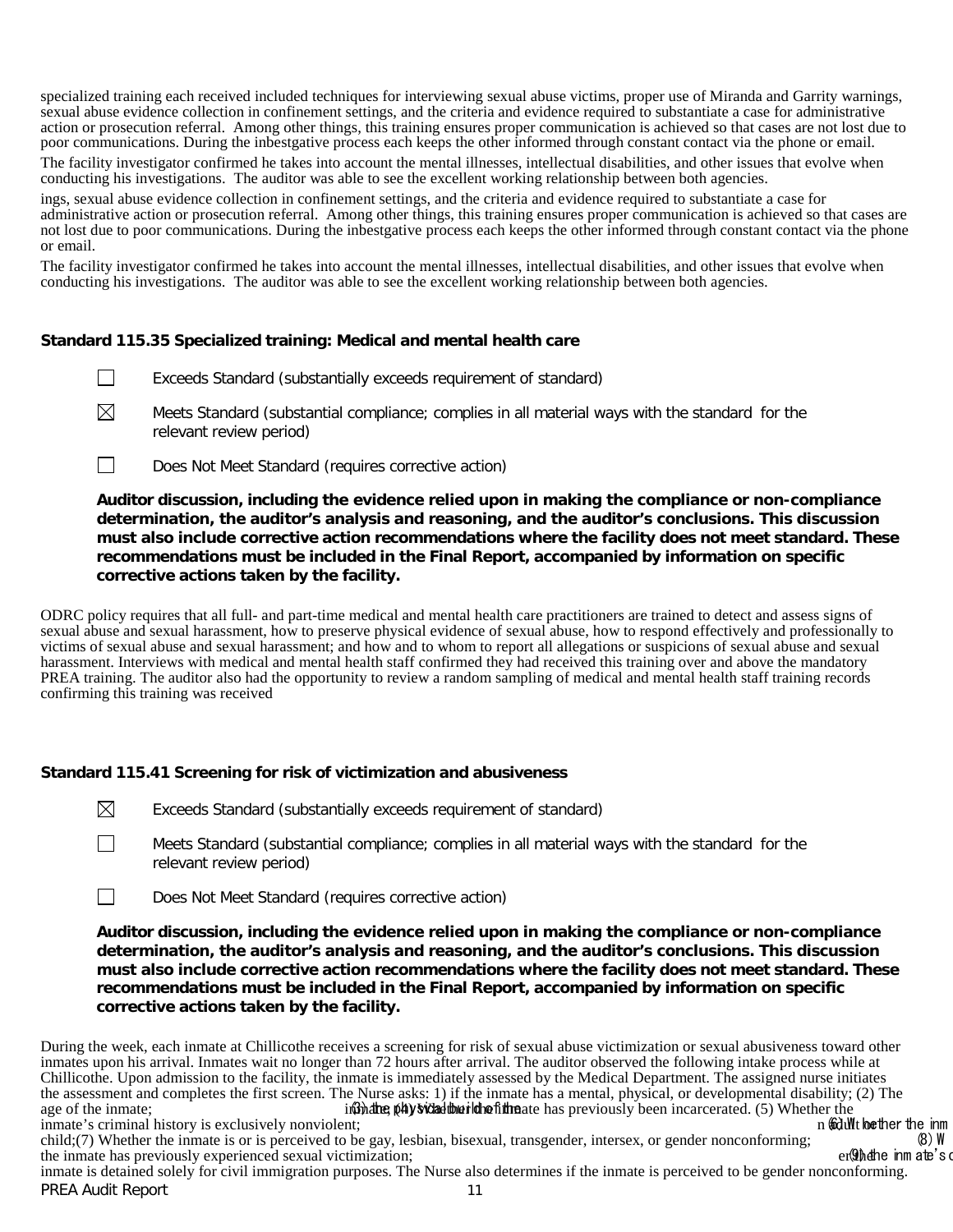specialized training each received included techniques for interviewing sexual abuse victims, proper use of Miranda and Garrity warnings, sexual abuse evidence collection in confinement settings, and the criteria and evidence required to substantiate a case for administrative action or prosecution referral. Among other things, this training ensures proper communication is achieved so that cases are not lost due to poor communications. During the inbestgative process each keeps the other informed through constant contact via the phone or email.

The facility investigator confirmed he takes into account the mental illnesses, intellectual disabilities, and other issues that evolve when conducting his investigations. The auditor was able to see the excellent working relationship between both agencies.

ings, sexual abuse evidence collection in confinement settings, and the criteria and evidence required to substantiate a case for administrative action or prosecution referral. Among other things, this training ensures proper communication is achieved so that cases are not lost due to poor communications. During the inbestgative process each keeps the other informed through constant contact via the phone or email.

The facility investigator confirmed he takes into account the mental illnesses, intellectual disabilities, and other issues that evolve when conducting his investigations. The auditor was able to see the excellent working relationship between both agencies.

## Standard 115.35 Specialized training: Medical and mental health care

☐ Exceeds Standard (substantially exceeds requirement of standard)

☒ Meets Standard (substantial compliance; complies in all material ways with the standard for the relevant review period)

☐ Does Not Meet Standard (requires corrective action)

**Auditor discussion, including the evidence relied upon in making the compliance or non-compliance determination, the auditor's analysis and reasoning, and the auditor's conclusions. This discussion must also include corrective action recommendations where the facility does not meet standard. These recommendations must be included in the Final Report, accompanied by information on specific corrective actions taken by the facility.**

ODRC policy requires that all full- and part-time medical and mental health care practitioners are trained to detect and assess signs of sexual abuse and sexual harassment, how to preserve physical evidence of sexual abuse, how to respond effectively and professionally to victims of sexual abuse and sexual harassment; and how and to whom to report all allegations or suspicions of sexual abuse and sexual harassment. Interviews with medical and mental health staff confirmed they had received this training over and above the mandatory PREA training. The auditor also had the opportunity to review a random sampling of medical and mental health staff training records confirming this training was received

## Standard 115.41 Screening for risk of victimization and abusiveness

☒ Exceeds Standard (substantially exceeds requirement of standard)

☐ Meets Standard (substantial compliance; complies in all material ways with the standard for the relevant review period)

☐ Does Not Meet Standard (requires corrective action)

**Auditor discussion, including the evidence relied upon in making the compliance or non-compliance determination, the auditor's analysis and reasoning, and the auditor's conclusions. This discussion must also include corrective action recommendations where the facility does not meet standard. These recommendations must be included in the Final Report, accompanied by information on specific corrective actions taken by the facility.**

During the week, each inmate at Chillicothe receives a screening for risk of sexual abuse victimization or sexual abusiveness toward other inmates upon his arrival. Inmates wait no longer than 72 hours after arrival. The auditor observed the following intake process while at Chillicothe. Upon admission to the facility, the inmate is immediately assessed by the Medical Department. The assigned nurse initiates the assessment and completes the first screen. The Nurse asks: 1) if the inmate has a mental, physical, or developmental disability; (2) The age of the inmate; (3) the physical build of the inmate; (4) Whether the inmate has previously been incarcerated. (5) Whether the inmate's criminal history is exclusively nonviolent; (6) Whether the inm... child;(7) Whether the inmate is or is perceived to be gay, lesbian, bisexual, transgender, intersex, or gender nonconforming; (8) W... the inmate has previously experienced sexual victimization; (9) the inmate's c... inmate is detained solely for civil immigration purposes. The Nurse also determines if the inmate is perceived to be gender nonconforming.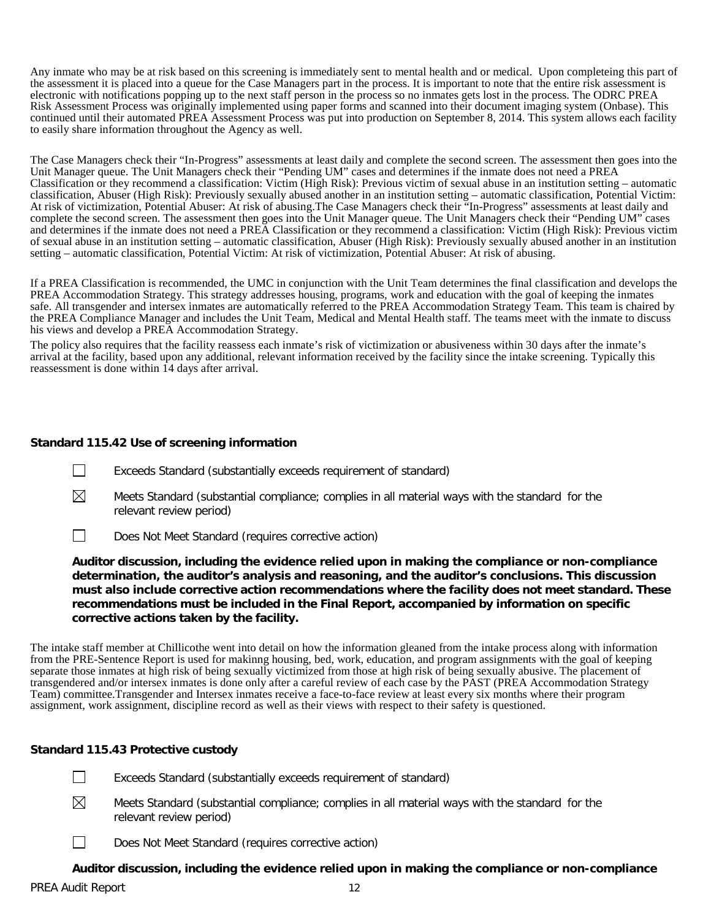Any inmate who may be at risk based on this screening is immediately sent to mental health and or medical. Upon completeing this part of the assessment it is placed into a queue for the Case Managers part in the process. It is important to note that the entire risk assessment is electronic with notifications popping up to the next staff person in the process so no inmates gets lost in the process. The ODRC PREA Risk Assessment Process was originally implemented using paper forms and scanned into their document imaging system (Onbase). This continued until their automated PREA Assessment Process was put into production on September 8, 2014. This system allows each facility to easily share information throughout the Agency as well.

The Case Managers check their "In-Progress" assessments at least daily and complete the second screen. The assessment then goes into the Unit Manager queue. The Unit Managers check their "Pending UM" cases and determines if the inmate does not need a PREA Classification or they recommend a classification: Victim (High Risk): Previous victim of sexual abuse in an institution setting – automatic classification, Abuser (High Risk): Previously sexually abused another in an institution setting – automatic classification, Potential Victim: At risk of victimization, Potential Abuser: At risk of abusing.The Case Managers check their "In-Progress" assessments at least daily and complete the second screen. The assessment then goes into the Unit Manager queue. The Unit Managers check their "Pending UM" cases and determines if the inmate does not need a PREA Classification or they recommend a classification: Victim (High Risk): Previous victim of sexual abuse in an institution setting – automatic classification, Abuser (High Risk): Previously sexually abused another in an institution setting – automatic classification, Potential Victim: At risk of victimization, Potential Abuser: At risk of abusing.

If a PREA Classification is recommended, the UMC in conjunction with the Unit Team determines the final classification and develops the PREA Accommodation Strategy. This strategy addresses housing, programs, work and education with the goal of keeping the inmates safe. All transgender and intersex inmates are automatically referred to the PREA Accommodation Strategy Team. This team is chaired by the PREA Compliance Manager and includes the Unit Team, Medical and Mental Health staff. The teams meet with the inmate to discuss his views and develop a PREA Accommodation Strategy.

The policy also requires that the facility reassess each inmate's risk of victimization or abusiveness within 30 days after the inmate's arrival at the facility, based upon any additional, relevant information received by the facility since the intake screening. Typically this reassessment is done within 14 days after arrival.

**Standard 115.42 Use of screening information**

☐ Exceeds Standard (substantially exceeds requirement of standard)

☒ Meets Standard (substantial compliance; complies in all material ways with the standard for the relevant review period)

☐ Does Not Meet Standard (requires corrective action)

**Auditor discussion, including the evidence relied upon in making the compliance or non-compliance determination, the auditor's analysis and reasoning, and the auditor's conclusions. This discussion must also include corrective action recommendations where the facility does not meet standard. These recommendations must be included in the Final Report, accompanied by information on specific corrective actions taken by the facility.**

The intake staff member at Chillicothe went into detail on how the information gleaned from the intake process along with information from the PRE-Sentence Report is used for makinng housing, bed, work, education, and program assignments with the goal of keeping separate those inmates at high risk of being sexually victimized from those at high risk of being sexually abusive. The placement of transgendered and/or intersex inmates is done only after a careful review of each case by the PAST (PREA Accommodation Strategy Team) committee.Transgender and Intersex inmates receive a face-to-face review at least every six months where their program assignment, work assignment, discipline record as well as their views with respect to their safety is questioned.

**Standard 115.43 Protective custody**

☐ Exceeds Standard (substantially exceeds requirement of standard)

☒ Meets Standard (substantial compliance; complies in all material ways with the standard for the relevant review period)

☐ Does Not Meet Standard (requires corrective action)

**Auditor discussion, including the evidence relied upon in making the compliance or non-compliance**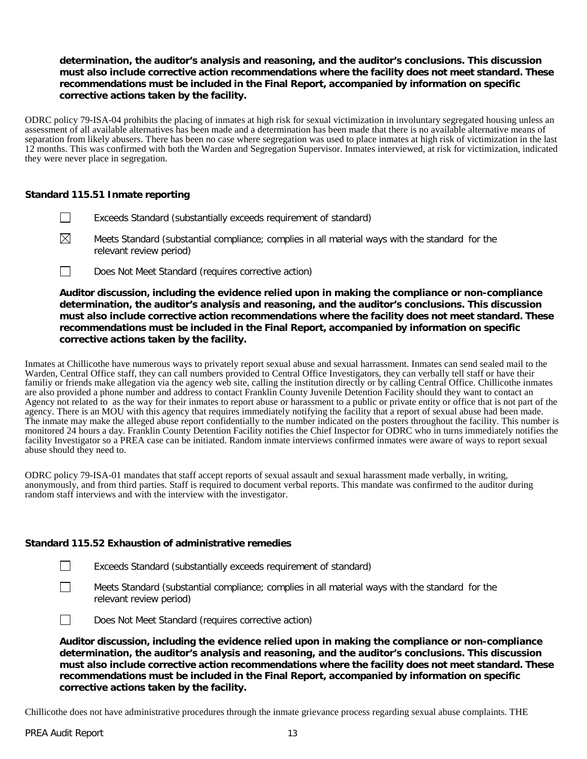**determination, the auditor's analysis and reasoning, and the auditor's conclusions. This discussion must also include corrective action recommendations where the facility does not meet standard. These recommendations must be included in the Final Report, accompanied by information on specific corrective actions taken by the facility.**

ODRC policy 79-ISA-04 prohibits the placing of inmates at high risk for sexual victimization in involuntary segregated housing unless an assessment of all available alternatives has been made and a determination has been made that there is no available alternative means of separation from likely abusers. There has been no case where segregation was used to place inmates at high risk of victimization in the last 12 months. This was confirmed with both the Warden and Segregation Supervisor. Inmates interviewed, at risk for victimization, indicated they were never place in segregation.

### Standard 115.51 Inmate reporting

☐ Exceeds Standard (substantially exceeds requirement of standard)

☒ Meets Standard (substantial compliance; complies in all material ways with the standard for the relevant review period)

☐ Does Not Meet Standard (requires corrective action)

**Auditor discussion, including the evidence relied upon in making the compliance or non-compliance determination, the auditor's analysis and reasoning, and the auditor's conclusions. This discussion must also include corrective action recommendations where the facility does not meet standard. These recommendations must be included in the Final Report, accompanied by information on specific corrective actions taken by the facility.**

Inmates at Chillicothe have numerous ways to privately report sexual abuse and sexual harrassment. Inmates can send sealed mail to the Warden, Central Office staff, they can call numbers provided to Central Office Investigators, they can verbally tell staff or have their familiy or friends make allegation via the agency web site, calling the institution directly or by calling Central Office. Chillicothe inmates are also provided a phone number and address to contact Franklin County Juvenile Detention Facility should they want to contact an Agency not related to as the way for their inmates to report abuse or harassment to a public or private entity or office that is not part of the agency. There is an MOU with this agency that requires immediately notifying the facility that a report of sexual abuse had been made. The inmate may make the alleged abuse report confidentially to the number indicated on the posters throughout the facility. This number is monitored 24 hours a day. Franklin County Detention Facility notifies the Chief Inspector for ODRC who in turns immediately notifies the facility Investigator so a PREA case can be initiated. Random inmate interviews confirmed inmates were aware of ways to report sexual abuse should they need to.

ODRC policy 79-ISA-01 mandates that staff accept reports of sexual assault and sexual harassment made verbally, in writing, anonymously, and from third parties. Staff is required to document verbal reports. This mandate was confirmed to the auditor during random staff interviews and with the interview with the investigator.

### Standard 115.52 Exhaustion of administrative remedies

☐ Exceeds Standard (substantially exceeds requirement of standard)

☐ Meets Standard (substantial compliance; complies in all material ways with the standard for the relevant review period)

☐ Does Not Meet Standard (requires corrective action)

**Auditor discussion, including the evidence relied upon in making the compliance or non-compliance determination, the auditor's analysis and reasoning, and the auditor's conclusions. This discussion must also include corrective action recommendations where the facility does not meet standard. These recommendations must be included in the Final Report, accompanied by information on specific corrective actions taken by the facility.**

Chillicothe does not have administrative procedures through the inmate grievance process regarding sexual abuse complaints. THE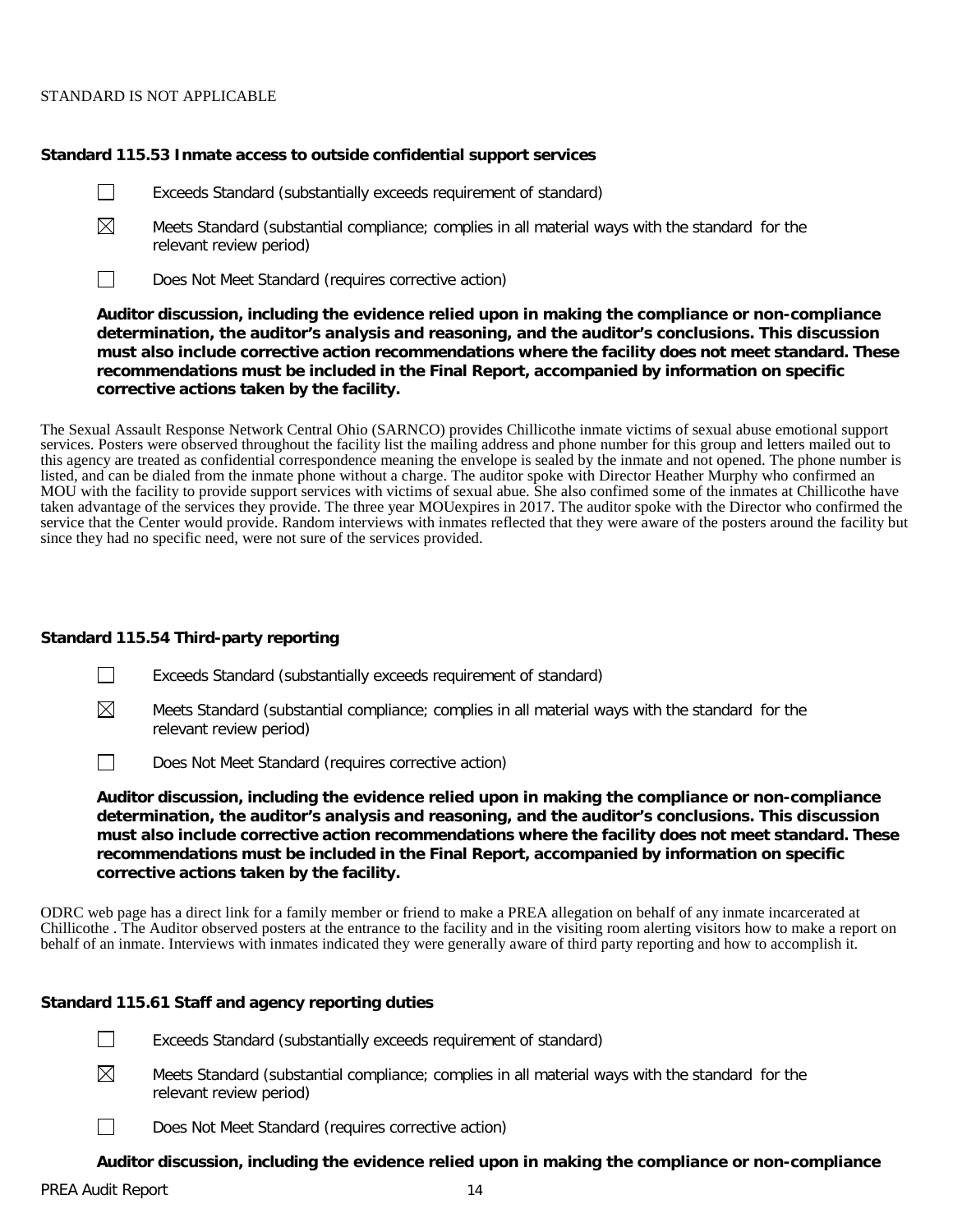STANDARD IS NOT APPLICABLE

**Standard 115.53 Inmate access to outside confidential support services**

☐ Exceeds Standard (substantially exceeds requirement of standard)

☒ Meets Standard (substantial compliance; complies in all material ways with the standard for the relevant review period)

☐ Does Not Meet Standard (requires corrective action)

**Auditor discussion, including the evidence relied upon in making the compliance or non-compliance determination, the auditor's analysis and reasoning, and the auditor's conclusions. This discussion must also include corrective action recommendations where the facility does not meet standard. These recommendations must be included in the Final Report, accompanied by information on specific corrective actions taken by the facility.**

The Sexual Assault Response Network Central Ohio (SARNCO) provides Chillicothe inmate victims of sexual abuse emotional support services. Posters were observed throughout the facility list the mailing address and phone number for this group and letters mailed out to this agency are treated as confidential correspondence meaning the envelope is sealed by the inmate and not opened. The phone number is listed, and can be dialed from the inmate phone without a charge. The auditor spoke with Director Heather Murphy who confirmed an MOU with the facility to provide support services with victims of sexual abue. She also confimed some of the inmates at Chillicothe have taken advantage of the services they provide. The three year MOUexpires in 2017. The auditor spoke with the Director who confirmed the service that the Center would provide. Random interviews with inmates reflected that they were aware of the posters around the facility but since they had no specific need, were not sure of the services provided.

**Standard 115.54 Third-party reporting**

☐ Exceeds Standard (substantially exceeds requirement of standard)

☒ Meets Standard (substantial compliance; complies in all material ways with the standard for the relevant review period)

☐ Does Not Meet Standard (requires corrective action)

**Auditor discussion, including the evidence relied upon in making the compliance or non-compliance determination, the auditor's analysis and reasoning, and the auditor's conclusions. This discussion must also include corrective action recommendations where the facility does not meet standard. These recommendations must be included in the Final Report, accompanied by information on specific corrective actions taken by the facility.**

ODRC web page has a direct link for a family member or friend to make a PREA allegation on behalf of any inmate incarcerated at Chillicothe . The Auditor observed posters at the entrance to the facility and in the visiting room alerting visitors how to make a report on behalf of an inmate. Interviews with inmates indicated they were generally aware of third party reporting and how to accomplish it.

**Standard 115.61 Staff and agency reporting duties**

☐ Exceeds Standard (substantially exceeds requirement of standard)

☒ Meets Standard (substantial compliance; complies in all material ways with the standard for the relevant review period)

☐ Does Not Meet Standard (requires corrective action)

**Auditor discussion, including the evidence relied upon in making the compliance or non-compliance**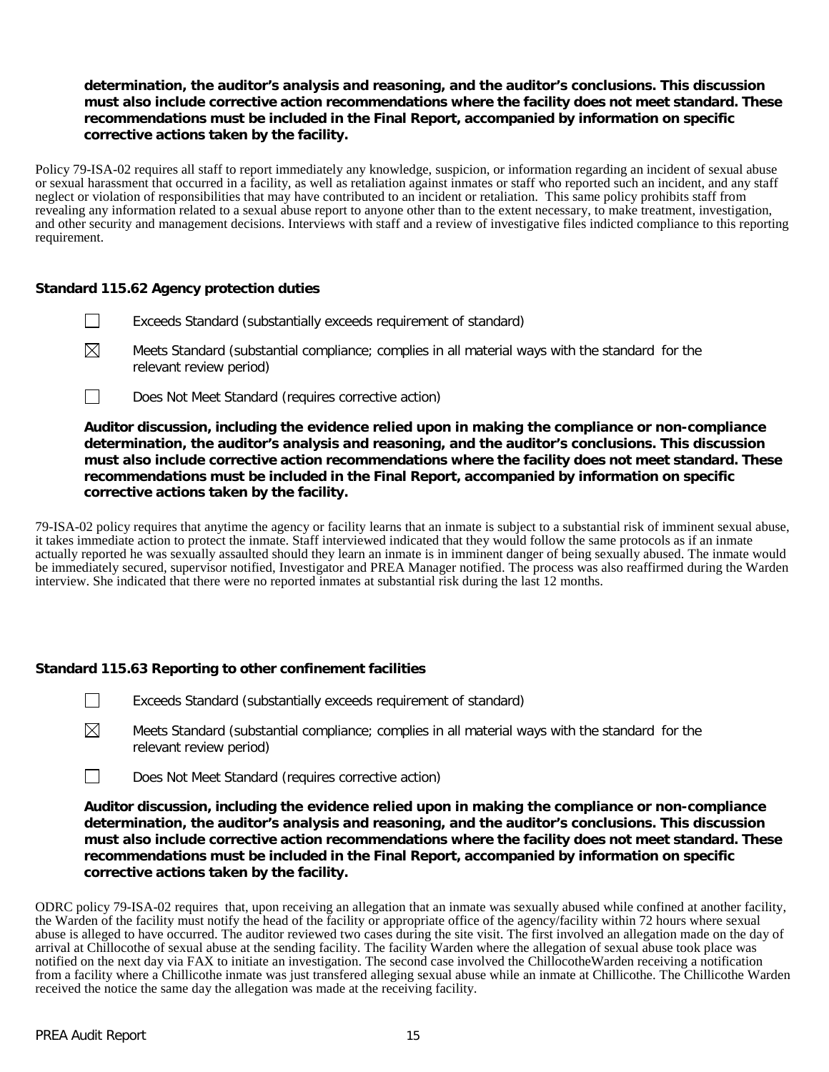**determination, the auditor's analysis and reasoning, and the auditor's conclusions. This discussion must also include corrective action recommendations where the facility does not meet standard. These recommendations must be included in the Final Report, accompanied by information on specific corrective actions taken by the facility.**

Policy 79-ISA-02 requires all staff to report immediately any knowledge, suspicion, or information regarding an incident of sexual abuse or sexual harassment that occurred in a facility, as well as retaliation against inmates or staff who reported such an incident, and any staff neglect or violation of responsibilities that may have contributed to an incident or retaliation. This same policy prohibits staff from revealing any information related to a sexual abuse report to anyone other than to the extent necessary, to make treatment, investigation, and other security and management decisions. Interviews with staff and a review of investigative files indicted compliance to this reporting requirement.

### Standard 115.62 Agency protection duties

☐ Exceeds Standard (substantially exceeds requirement of standard)

☒ Meets Standard (substantial compliance; complies in all material ways with the standard for the relevant review period)

☐ Does Not Meet Standard (requires corrective action)

**Auditor discussion, including the evidence relied upon in making the compliance or non-compliance determination, the auditor's analysis and reasoning, and the auditor's conclusions. This discussion must also include corrective action recommendations where the facility does not meet standard. These recommendations must be included in the Final Report, accompanied by information on specific corrective actions taken by the facility.**

79-ISA-02 policy requires that anytime the agency or facility learns that an inmate is subject to a substantial risk of imminent sexual abuse, it takes immediate action to protect the inmate. Staff interviewed indicated that they would follow the same protocols as if an inmate actually reported he was sexually assaulted should they learn an inmate is in imminent danger of being sexually abused. The inmate would be immediately secured, supervisor notified, Investigator and PREA Manager notified. The process was also reaffirmed during the Warden interview. She indicated that there were no reported inmates at substantial risk during the last 12 months.

### Standard 115.63 Reporting to other confinement facilities

☐ Exceeds Standard (substantially exceeds requirement of standard)

☒ Meets Standard (substantial compliance; complies in all material ways with the standard for the relevant review period)

☐ Does Not Meet Standard (requires corrective action)

**Auditor discussion, including the evidence relied upon in making the compliance or non-compliance determination, the auditor's analysis and reasoning, and the auditor's conclusions. This discussion must also include corrective action recommendations where the facility does not meet standard. These recommendations must be included in the Final Report, accompanied by information on specific corrective actions taken by the facility.**

ODRC policy 79-ISA-02 requires that, upon receiving an allegation that an inmate was sexually abused while confined at another facility, the Warden of the facility must notify the head of the facility or appropriate office of the agency/facility within 72 hours where sexual abuse is alleged to have occurred. The auditor reviewed two cases during the site visit. The first involved an allegation made on the day of arrival at Chillocothe of sexual abuse at the sending facility. The facility Warden where the allegation of sexual abuse took place was notified on the next day via FAX to initiate an investigation. The second case involved the ChillocotheWarden receiving a notification from a facility where a Chillicothe inmate was just transfered alleging sexual abuse while an inmate at Chillicothe. The Chillicothe Warden received the notice the same day the allegation was made at the receiving facility.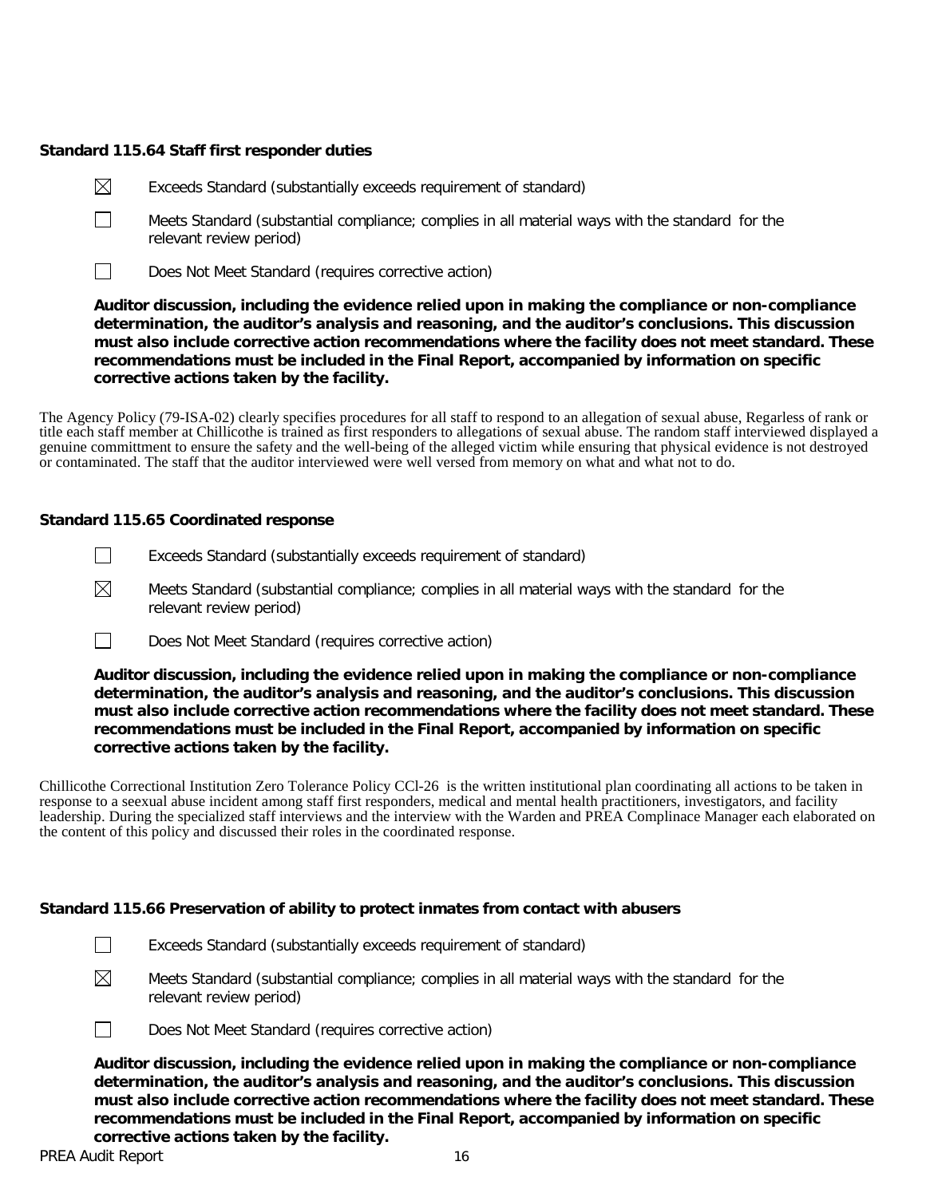**Standard 115.64 Staff first responder duties**

☒ Exceeds Standard (substantially exceeds requirement of standard)

☐ Meets Standard (substantial compliance; complies in all material ways with the standard for the relevant review period)

☐ Does Not Meet Standard (requires corrective action)

**Auditor discussion, including the evidence relied upon in making the compliance or non-compliance determination, the auditor's analysis and reasoning, and the auditor's conclusions. This discussion must also include corrective action recommendations where the facility does not meet standard. These recommendations must be included in the Final Report, accompanied by information on specific corrective actions taken by the facility.**

The Agency Policy (79-ISA-02) clearly specifies procedures for all staff to respond to an allegation of sexual abuse, Regarless of rank or title each staff member at Chillicothe is trained as first responders to allegations of sexual abuse. The random staff interviewed displayed a genuine committment to ensure the safety and the well-being of the alleged victim while ensuring that physical evidence is not destroyed or contaminated. The staff that the auditor interviewed were well versed from memory on what and what not to do.

**Standard 115.65 Coordinated response**

☐ Exceeds Standard (substantially exceeds requirement of standard)

☒ Meets Standard (substantial compliance; complies in all material ways with the standard for the relevant review period)

☐ Does Not Meet Standard (requires corrective action)

**Auditor discussion, including the evidence relied upon in making the compliance or non-compliance determination, the auditor's analysis and reasoning, and the auditor's conclusions. This discussion must also include corrective action recommendations where the facility does not meet standard. These recommendations must be included in the Final Report, accompanied by information on specific corrective actions taken by the facility.**

Chillicothe Correctional Institution Zero Tolerance Policy CCl-26 is the written institutional plan coordinating all actions to be taken in response to a seexual abuse incident among staff first responders, medical and mental health practitioners, investigators, and facility leadership. During the specialized staff interviews and the interview with the Warden and PREA Complinace Manager each elaborated on the content of this policy and discussed their roles in the coordinated response.

**Standard 115.66 Preservation of ability to protect inmates from contact with abusers**

☐ Exceeds Standard (substantially exceeds requirement of standard)

☒ Meets Standard (substantial compliance; complies in all material ways with the standard for the relevant review period)

☐ Does Not Meet Standard (requires corrective action)

**Auditor discussion, including the evidence relied upon in making the compliance or non-compliance determination, the auditor's analysis and reasoning, and the auditor's conclusions. This discussion must also include corrective action recommendations where the facility does not meet standard. These recommendations must be included in the Final Report, accompanied by information on specific corrective actions taken by the facility.**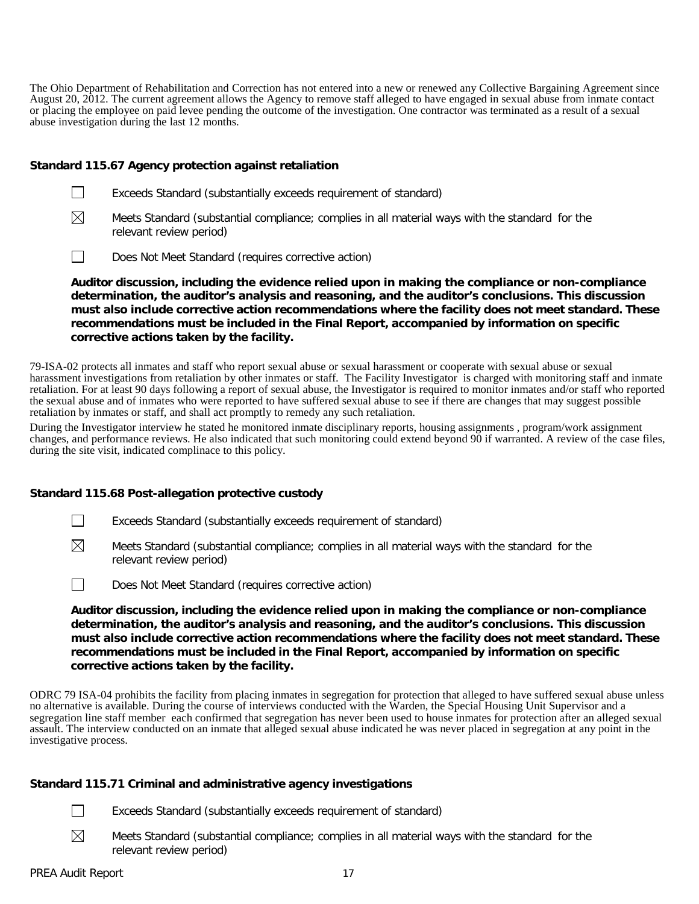The Ohio Department of Rehabilitation and Correction has not entered into a new or renewed any Collective Bargaining Agreement since August 20, 2012. The current agreement allows the Agency to remove staff alleged to have engaged in sexual abuse from inmate contact or placing the employee on paid levee pending the outcome of the investigation. One contractor was terminated as a result of a sexual abuse investigation during the last 12 months.

### Standard 115.67 Agency protection against retaliation

☐ Exceeds Standard (substantially exceeds requirement of standard)

☒ Meets Standard (substantial compliance; complies in all material ways with the standard for the relevant review period)

☐ Does Not Meet Standard (requires corrective action)

**Auditor discussion, including the evidence relied upon in making the compliance or non-compliance determination, the auditor's analysis and reasoning, and the auditor's conclusions. This discussion must also include corrective action recommendations where the facility does not meet standard. These recommendations must be included in the Final Report, accompanied by information on specific corrective actions taken by the facility.**

79-ISA-02 protects all inmates and staff who report sexual abuse or sexual harassment or cooperate with sexual abuse or sexual harassment investigations from retaliation by other inmates or staff. The Facility Investigator is charged with monitoring staff and inmate retaliation. For at least 90 days following a report of sexual abuse, the Investigator is required to monitor inmates and/or staff who reported the sexual abuse and of inmates who were reported to have suffered sexual abuse to see if there are changes that may suggest possible retaliation by inmates or staff, and shall act promptly to remedy any such retaliation.

During the Investigator interview he stated he monitored inmate disciplinary reports, housing assignments , program/work assignment changes, and performance reviews. He also indicated that such monitoring could extend beyond 90 if warranted. A review of the case files, during the site visit, indicated complinace to this policy.

### Standard 115.68 Post-allegation protective custody

☐ Exceeds Standard (substantially exceeds requirement of standard)

☒ Meets Standard (substantial compliance; complies in all material ways with the standard for the relevant review period)

☐ Does Not Meet Standard (requires corrective action)

**Auditor discussion, including the evidence relied upon in making the compliance or non-compliance determination, the auditor's analysis and reasoning, and the auditor's conclusions. This discussion must also include corrective action recommendations where the facility does not meet standard. These recommendations must be included in the Final Report, accompanied by information on specific corrective actions taken by the facility.**

ODRC 79 ISA-04 prohibits the facility from placing inmates in segregation for protection that alleged to have suffered sexual abuse unless no alternative is available. During the course of interviews conducted with the Warden, the Special Housing Unit Supervisor and a segregation line staff member each confirmed that segregation has never been used to house inmates for protection after an alleged sexual assault. The interview conducted on an inmate that alleged sexual abuse indicated he was never placed in segregation at any point in the investigative process.

### Standard 115.71 Criminal and administrative agency investigations

☐ Exceeds Standard (substantially exceeds requirement of standard)

☒ Meets Standard (substantial compliance; complies in all material ways with the standard for the relevant review period)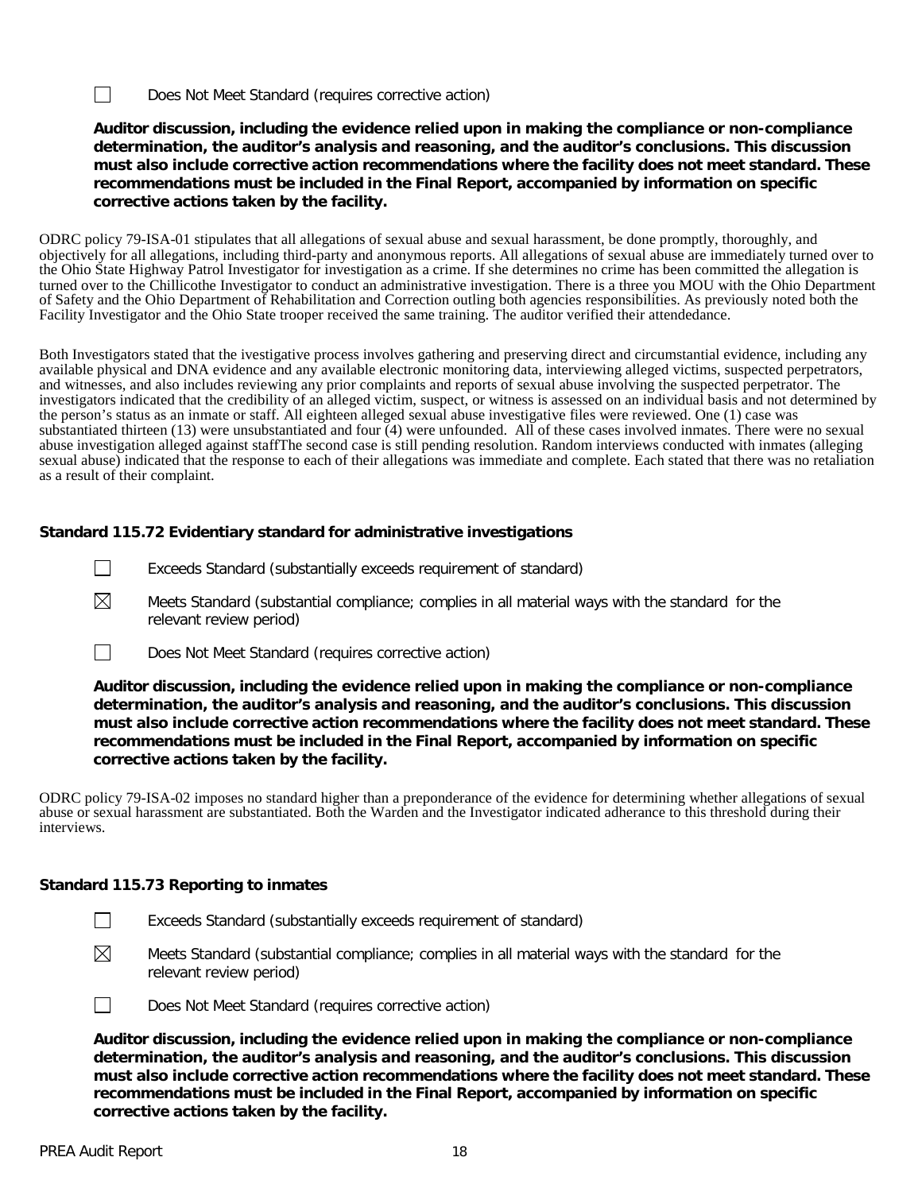☐ Does Not Meet Standard (requires corrective action)

**Auditor discussion, including the evidence relied upon in making the compliance or non-compliance determination, the auditor's analysis and reasoning, and the auditor's conclusions. This discussion must also include corrective action recommendations where the facility does not meet standard. These recommendations must be included in the Final Report, accompanied by information on specific corrective actions taken by the facility.**

ODRC policy 79-ISA-01 stipulates that all allegations of sexual abuse and sexual harassment, be done promptly, thoroughly, and objectively for all allegations, including third-party and anonymous reports. All allegations of sexual abuse are immediately turned over to the Ohio State Highway Patrol Investigator for investigation as a crime. If she determines no crime has been committed the allegation is turned over to the Chillicothe Investigator to conduct an administrative investigation. There is a three you MOU with the Ohio Department of Safety and the Ohio Department of Rehabilitation and Correction outling both agencies responsibilities. As previously noted both the Facility Investigator and the Ohio State trooper received the same training. The auditor verified their attendedance.

Both Investigators stated that the ivestigative process involves gathering and preserving direct and circumstantial evidence, including any available physical and DNA evidence and any available electronic monitoring data, interviewing alleged victims, suspected perpetrators, and witnesses, and also includes reviewing any prior complaints and reports of sexual abuse involving the suspected perpetrator. The investigators indicated that the credibility of an alleged victim, suspect, or witness is assessed on an individual basis and not determined by the person's status as an inmate or staff. All eighteen alleged sexual abuse investigative files were reviewed. One (1) case was substantiated thirteen (13) were unsubstantiated and four (4) were unfounded. All of these cases involved inmates. There were no sexual abuse investigation alleged against staffThe second case is still pending resolution. Random interviews conducted with inmates (alleging sexual abuse) indicated that the response to each of their allegations was immediate and complete. Each stated that there was no retaliation as a result of their complaint.

**Standard 115.72 Evidentiary standard for administrative investigations**

☐ Exceeds Standard (substantially exceeds requirement of standard)

☒ Meets Standard (substantial compliance; complies in all material ways with the standard for the relevant review period)

☐ Does Not Meet Standard (requires corrective action)

**Auditor discussion, including the evidence relied upon in making the compliance or non-compliance determination, the auditor's analysis and reasoning, and the auditor's conclusions. This discussion must also include corrective action recommendations where the facility does not meet standard. These recommendations must be included in the Final Report, accompanied by information on specific corrective actions taken by the facility.**

ODRC policy 79-ISA-02 imposes no standard higher than a preponderance of the evidence for determining whether allegations of sexual abuse or sexual harassment are substantiated. Both the Warden and the Investigator indicated adherance to this threshold during their interviews.

**Standard 115.73 Reporting to inmates**

☐ Exceeds Standard (substantially exceeds requirement of standard)

☒ Meets Standard (substantial compliance; complies in all material ways with the standard for the relevant review period)

☐ Does Not Meet Standard (requires corrective action)

**Auditor discussion, including the evidence relied upon in making the compliance or non-compliance determination, the auditor's analysis and reasoning, and the auditor's conclusions. This discussion must also include corrective action recommendations where the facility does not meet standard. These recommendations must be included in the Final Report, accompanied by information on specific corrective actions taken by the facility.**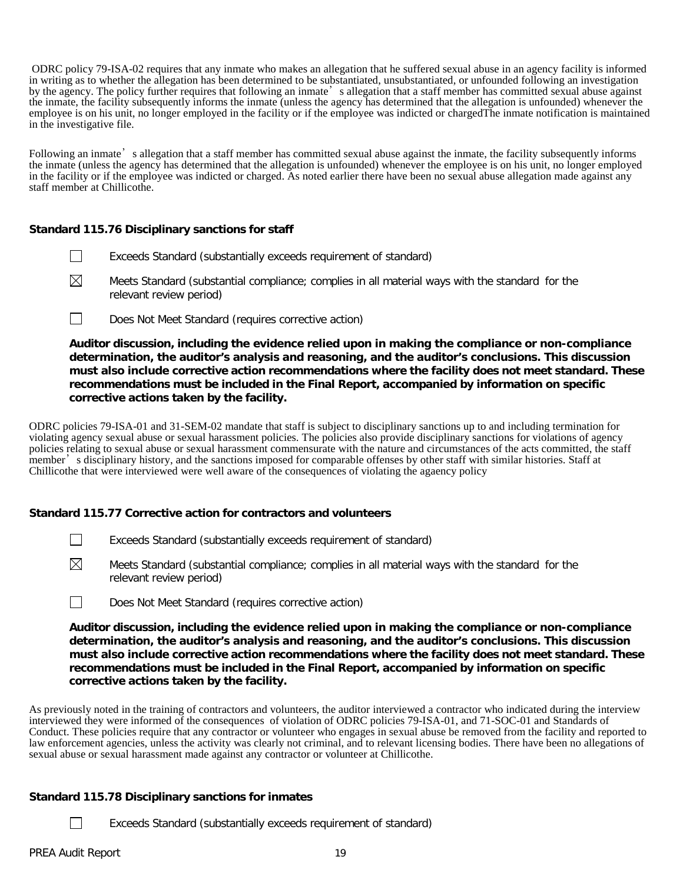ODRC policy 79-ISA-02 requires that any inmate who makes an allegation that he suffered sexual abuse in an agency facility is informed in writing as to whether the allegation has been determined to be substantiated, unsubstantiated, or unfounded following an investigation by the agency. The policy further requires that following an inmate's allegation that a staff member has committed sexual abuse against the inmate, the facility subsequently informs the inmate (unless the agency has determined that the allegation is unfounded) whenever the employee is on his unit, no longer employed in the facility or if the employee was indicted or chargedThe inmate notification is maintained in the investigative file.

Following an inmate's allegation that a staff member has committed sexual abuse against the inmate, the facility subsequently informs the inmate (unless the agency has determined that the allegation is unfounded) whenever the employee is on his unit, no longer employed in the facility or if the employee was indicted or charged. As noted earlier there have been no sexual abuse allegation made against any staff member at Chillicothe.

**Standard 115.76 Disciplinary sanctions for staff**

☐ Exceeds Standard (substantially exceeds requirement of standard)

☒ Meets Standard (substantial compliance; complies in all material ways with the standard for the relevant review period)

☐ Does Not Meet Standard (requires corrective action)

**Auditor discussion, including the evidence relied upon in making the compliance or non-compliance determination, the auditor's analysis and reasoning, and the auditor's conclusions. This discussion must also include corrective action recommendations where the facility does not meet standard. These recommendations must be included in the Final Report, accompanied by information on specific corrective actions taken by the facility.**

ODRC policies 79-ISA-01 and 31-SEM-02 mandate that staff is subject to disciplinary sanctions up to and including termination for violating agency sexual abuse or sexual harassment policies. The policies also provide disciplinary sanctions for violations of agency policies relating to sexual abuse or sexual harassment commensurate with the nature and circumstances of the acts committed, the staff member's disciplinary history, and the sanctions imposed for comparable offenses by other staff with similar histories. Staff at Chillicothe that were interviewed were well aware of the consequences of violating the agaency policy

**Standard 115.77 Corrective action for contractors and volunteers**

☐ Exceeds Standard (substantially exceeds requirement of standard)

☒ Meets Standard (substantial compliance; complies in all material ways with the standard for the relevant review period)

☐ Does Not Meet Standard (requires corrective action)

**Auditor discussion, including the evidence relied upon in making the compliance or non-compliance determination, the auditor's analysis and reasoning, and the auditor's conclusions. This discussion must also include corrective action recommendations where the facility does not meet standard. These recommendations must be included in the Final Report, accompanied by information on specific corrective actions taken by the facility.**

As previously noted in the training of contractors and volunteers, the auditor interviewed a contractor who indicated during the interview interviewed they were informed of the consequences of violation of ODRC policies 79-ISA-01, and 71-SOC-01 and Standards of Conduct. These policies require that any contractor or volunteer who engages in sexual abuse be removed from the facility and reported to law enforcement agencies, unless the activity was clearly not criminal, and to relevant licensing bodies. There have been no allegations of sexual abuse or sexual harassment made against any contractor or volunteer at Chillicothe.

**Standard 115.78 Disciplinary sanctions for inmates**

☐ Exceeds Standard (substantially exceeds requirement of standard)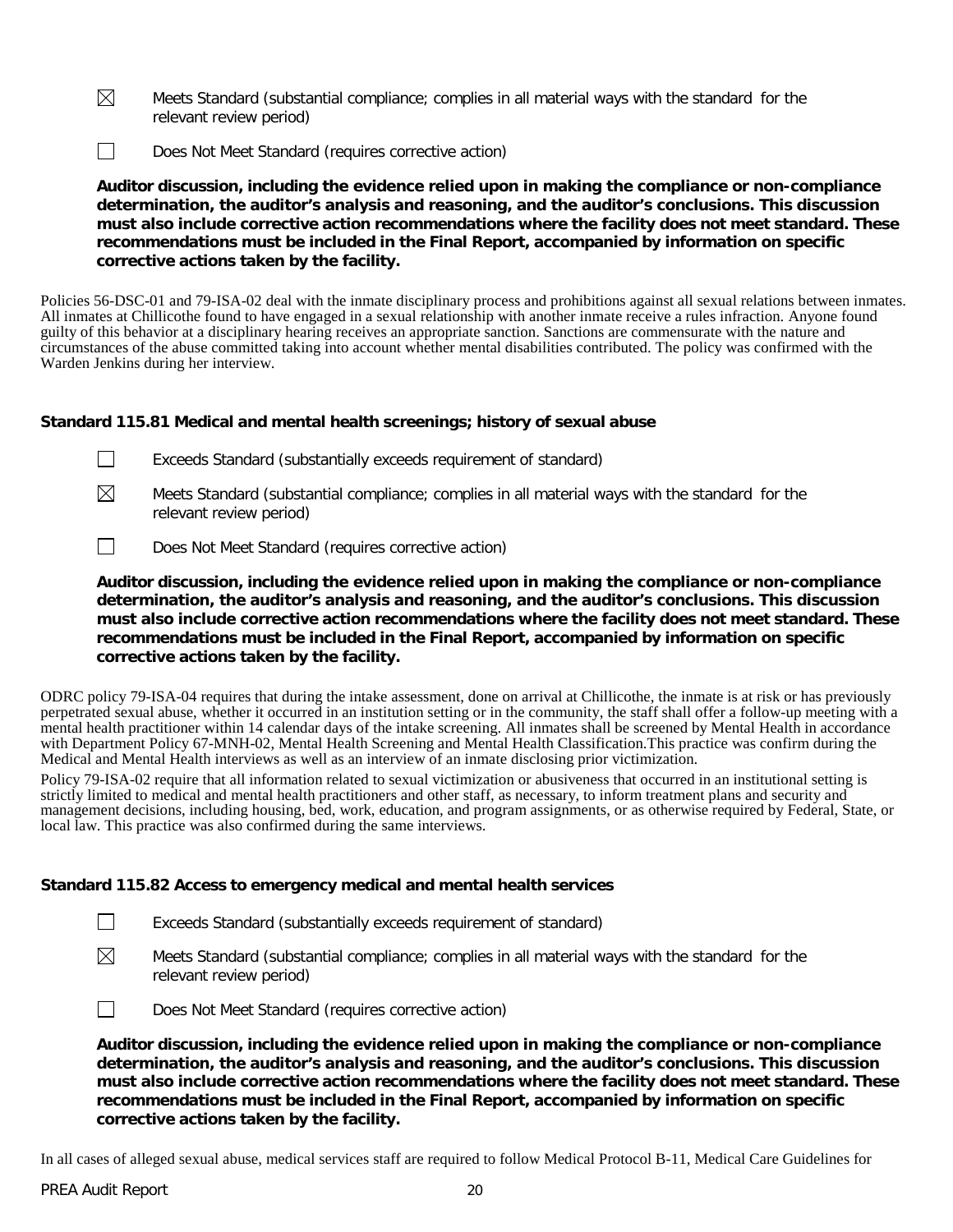☒ Meets Standard (substantial compliance; complies in all material ways with the standard for the relevant review period)

☐ Does Not Meet Standard (requires corrective action)

**Auditor discussion, including the evidence relied upon in making the compliance or non-compliance determination, the auditor's analysis and reasoning, and the auditor's conclusions. This discussion must also include corrective action recommendations where the facility does not meet standard. These recommendations must be included in the Final Report, accompanied by information on specific corrective actions taken by the facility.**

Policies 56-DSC-01 and 79-ISA-02 deal with the inmate disciplinary process and prohibitions against all sexual relations between inmates. All inmates at Chillicothe found to have engaged in a sexual relationship with another inmate receive a rules infraction. Anyone found guilty of this behavior at a disciplinary hearing receives an appropriate sanction. Sanctions are commensurate with the nature and circumstances of the abuse committed taking into account whether mental disabilities contributed. The policy was confirmed with the Warden Jenkins during her interview.

### Standard 115.81 Medical and mental health screenings; history of sexual abuse

☐ Exceeds Standard (substantially exceeds requirement of standard)

☒ Meets Standard (substantial compliance; complies in all material ways with the standard for the relevant review period)

☐ Does Not Meet Standard (requires corrective action)

**Auditor discussion, including the evidence relied upon in making the compliance or non-compliance determination, the auditor's analysis and reasoning, and the auditor's conclusions. This discussion must also include corrective action recommendations where the facility does not meet standard. These recommendations must be included in the Final Report, accompanied by information on specific corrective actions taken by the facility.**

ODRC policy 79-ISA-04 requires that during the intake assessment, done on arrival at Chillicothe, the inmate is at risk or has previously perpetrated sexual abuse, whether it occurred in an institution setting or in the community, the staff shall offer a follow-up meeting with a mental health practitioner within 14 calendar days of the intake screening. All inmates shall be screened by Mental Health in accordance with Department Policy 67-MNH-02, Mental Health Screening and Mental Health Classification.This practice was confirm during the Medical and Mental Health interviews as well as an interview of an inmate disclosing prior victimization.

Policy 79-ISA-02 require that all information related to sexual victimization or abusiveness that occurred in an institutional setting is strictly limited to medical and mental health practitioners and other staff, as necessary, to inform treatment plans and security and management decisions, including housing, bed, work, education, and program assignments, or as otherwise required by Federal, State, or local law. This practice was also confirmed during the same interviews.

### Standard 115.82 Access to emergency medical and mental health services

☐ Exceeds Standard (substantially exceeds requirement of standard)

☒ Meets Standard (substantial compliance; complies in all material ways with the standard for the relevant review period)

☐ Does Not Meet Standard (requires corrective action)

**Auditor discussion, including the evidence relied upon in making the compliance or non-compliance determination, the auditor's analysis and reasoning, and the auditor's conclusions. This discussion must also include corrective action recommendations where the facility does not meet standard. These recommendations must be included in the Final Report, accompanied by information on specific corrective actions taken by the facility.**

In all cases of alleged sexual abuse, medical services staff are required to follow Medical Protocol B-11, Medical Care Guidelines for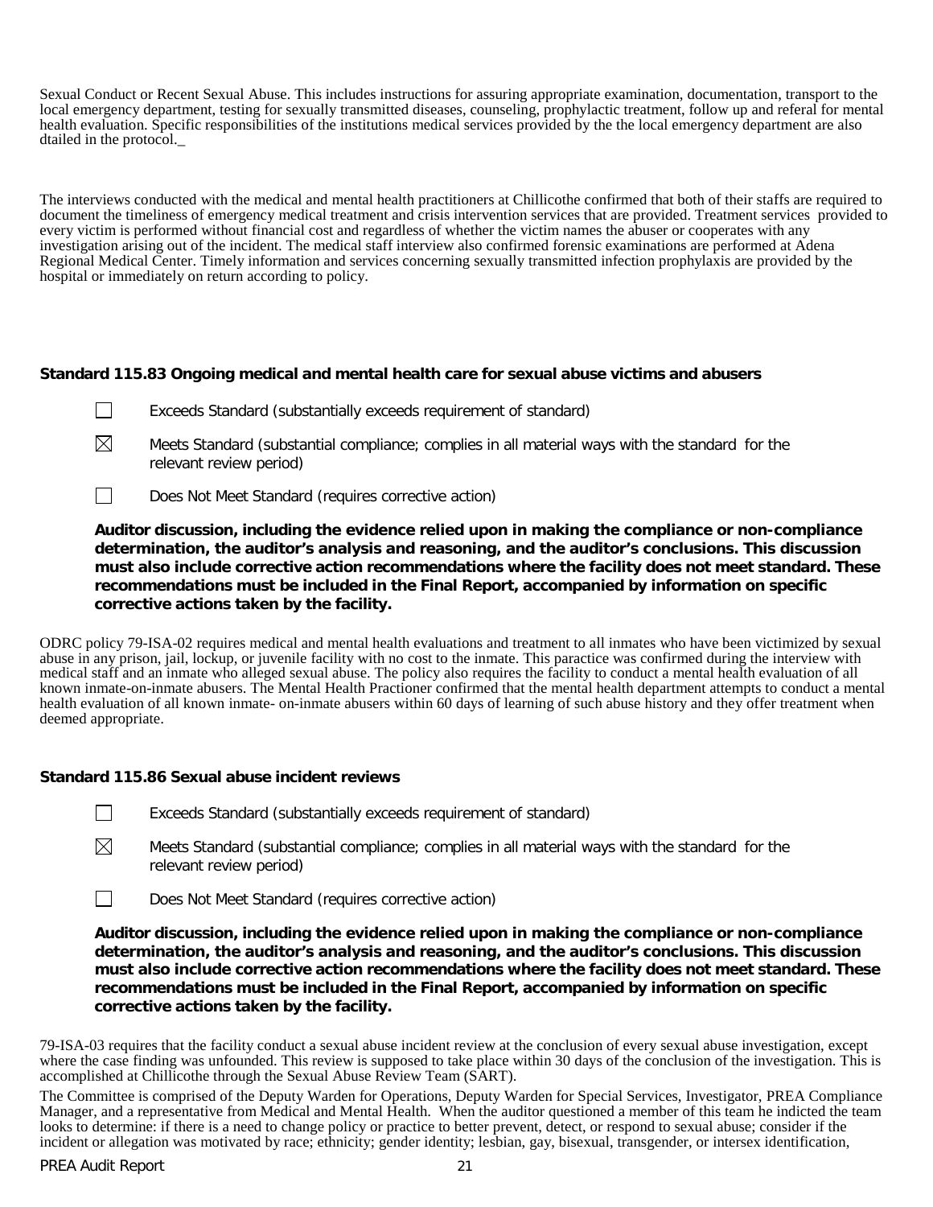Sexual Conduct or Recent Sexual Abuse. This includes instructions for assuring appropriate examination, documentation, transport to the local emergency department, testing for sexually transmitted diseases, counseling, prophylactic treatment, follow up and referal for mental health evaluation. Specific responsibilities of the institutions medical services provided by the the local emergency department are also dtailed in the protocol._

The interviews conducted with the medical and mental health practitioners at Chillicothe confirmed that both of their staffs are required to document the timeliness of emergency medical treatment and crisis intervention services that are provided. Treatment services provided to every victim is performed without financial cost and regardless of whether the victim names the abuser or cooperates with any investigation arising out of the incident. The medical staff interview also confirmed forensic examinations are performed at Adena Regional Medical Center. Timely information and services concerning sexually transmitted infection prophylaxis are provided by the hospital or immediately on return according to policy.

**Standard 115.83 Ongoing medical and mental health care for sexual abuse victims and abusers**

☐ Exceeds Standard (substantially exceeds requirement of standard)

☒ Meets Standard (substantial compliance; complies in all material ways with the standard for the relevant review period)

☐ Does Not Meet Standard (requires corrective action)

**Auditor discussion, including the evidence relied upon in making the compliance or non-compliance determination, the auditor's analysis and reasoning, and the auditor's conclusions. This discussion must also include corrective action recommendations where the facility does not meet standard. These recommendations must be included in the Final Report, accompanied by information on specific corrective actions taken by the facility.**

ODRC policy 79-ISA-02 requires medical and mental health evaluations and treatment to all inmates who have been victimized by sexual abuse in any prison, jail, lockup, or juvenile facility with no cost to the inmate. This paractice was confirmed during the interview with medical staff and an inmate who alleged sexual abuse. The policy also requires the facility to conduct a mental health evaluation of all known inmate-on-inmate abusers. The Mental Health Practioner confirmed that the mental health department attempts to conduct a mental health evaluation of all known inmate- on-inmate abusers within 60 days of learning of such abuse history and they offer treatment when deemed appropriate.

**Standard 115.86 Sexual abuse incident reviews**

☐ Exceeds Standard (substantially exceeds requirement of standard)

☒ Meets Standard (substantial compliance; complies in all material ways with the standard for the relevant review period)

☐ Does Not Meet Standard (requires corrective action)

**Auditor discussion, including the evidence relied upon in making the compliance or non-compliance determination, the auditor's analysis and reasoning, and the auditor's conclusions. This discussion must also include corrective action recommendations where the facility does not meet standard. These recommendations must be included in the Final Report, accompanied by information on specific corrective actions taken by the facility.**

79-ISA-03 requires that the facility conduct a sexual abuse incident review at the conclusion of every sexual abuse investigation, except where the case finding was unfounded. This review is supposed to take place within 30 days of the conclusion of the investigation. This is accomplished at Chillicothe through the Sexual Abuse Review Team (SART).

The Committee is comprised of the Deputy Warden for Operations, Deputy Warden for Special Services, Investigator, PREA Compliance Manager, and a representative from Medical and Mental Health. When the auditor questioned a member of this team he indicted the team looks to determine: if there is a need to change policy or practice to better prevent, detect, or respond to sexual abuse; consider if the incident or allegation was motivated by race; ethnicity; gender identity; lesbian, gay, bisexual, transgender, or intersex identification,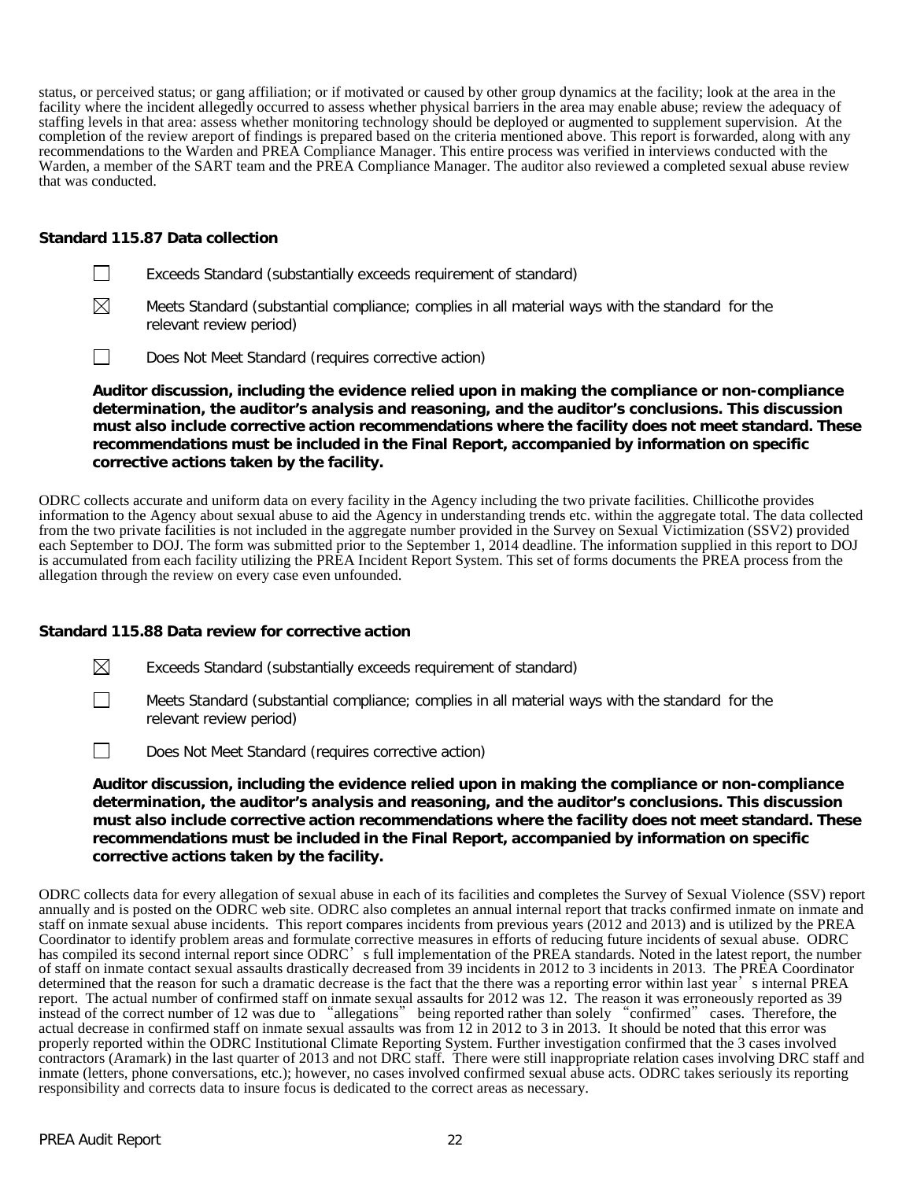status, or perceived status; or gang affiliation; or if motivated or caused by other group dynamics at the facility; look at the area in the facility where the incident allegedly occurred to assess whether physical barriers in the area may enable abuse; review the adequacy of staffing levels in that area: assess whether monitoring technology should be deployed or augmented to supplement supervision. At the completion of the review areport of findings is prepared based on the criteria mentioned above. This report is forwarded, along with any recommendations to the Warden and PREA Compliance Manager. This entire process was verified in interviews conducted with the Warden, a member of the SART team and the PREA Compliance Manager. The auditor also reviewed a completed sexual abuse review that was conducted.

**Standard 115.87 Data collection**

☐ Exceeds Standard (substantially exceeds requirement of standard)

☒ Meets Standard (substantial compliance; complies in all material ways with the standard for the relevant review period)

☐ Does Not Meet Standard (requires corrective action)

**Auditor discussion, including the evidence relied upon in making the compliance or non-compliance determination, the auditor's analysis and reasoning, and the auditor's conclusions. This discussion must also include corrective action recommendations where the facility does not meet standard. These recommendations must be included in the Final Report, accompanied by information on specific corrective actions taken by the facility.**

ODRC collects accurate and uniform data on every facility in the Agency including the two private facilities. Chillicothe provides information to the Agency about sexual abuse to aid the Agency in understanding trends etc. within the aggregate total. The data collected from the two private facilities is not included in the aggregate number provided in the Survey on Sexual Victimization (SSV2) provided each September to DOJ. The form was submitted prior to the September 1, 2014 deadline. The information supplied in this report to DOJ is accumulated from each facility utilizing the PREA Incident Report System. This set of forms documents the PREA process from the allegation through the review on every case even unfounded.

**Standard 115.88 Data review for corrective action**

☒ Exceeds Standard (substantially exceeds requirement of standard)

☐ Meets Standard (substantial compliance; complies in all material ways with the standard for the relevant review period)

☐ Does Not Meet Standard (requires corrective action)

**Auditor discussion, including the evidence relied upon in making the compliance or non-compliance determination, the auditor's analysis and reasoning, and the auditor's conclusions. This discussion must also include corrective action recommendations where the facility does not meet standard. These recommendations must be included in the Final Report, accompanied by information on specific corrective actions taken by the facility.**

ODRC collects data for every allegation of sexual abuse in each of its facilities and completes the Survey of Sexual Violence (SSV) report annually and is posted on the ODRC web site. ODRC also completes an annual internal report that tracks confirmed inmate on inmate and staff on inmate sexual abuse incidents. This report compares incidents from previous years (2012 and 2013) and is utilized by the PREA Coordinator to identify problem areas and formulate corrective measures in efforts of reducing future incidents of sexual abuse. ODRC has compiled its second internal report since ODRC's full implementation of the PREA standards. Noted in the latest report, the number of staff on inmate contact sexual assaults drastically decreased from 39 incidents in 2012 to 3 incidents in 2013. The PREA Coordinator determined that the reason for such a dramatic decrease is the fact that the there was a reporting error within last year's internal PREA report. The actual number of confirmed staff on inmate sexual assaults for 2012 was 12. The reason it was erroneously reported as 39 instead of the correct number of 12 was due to "allegations" being reported rather than solely "confirmed" cases. Therefore, the actual decrease in confirmed staff on inmate sexual assaults was from 12 in 2012 to 3 in 2013. It should be noted that this error was properly reported within the ODRC Institutional Climate Reporting System. Further investigation confirmed that the 3 cases involved contractors (Aramark) in the last quarter of 2013 and not DRC staff. There were still inappropriate relation cases involving DRC staff and inmate (letters, phone conversations, etc.); however, no cases involved confirmed sexual abuse acts. ODRC takes seriously its reporting responsibility and corrects data to insure focus is dedicated to the correct areas as necessary.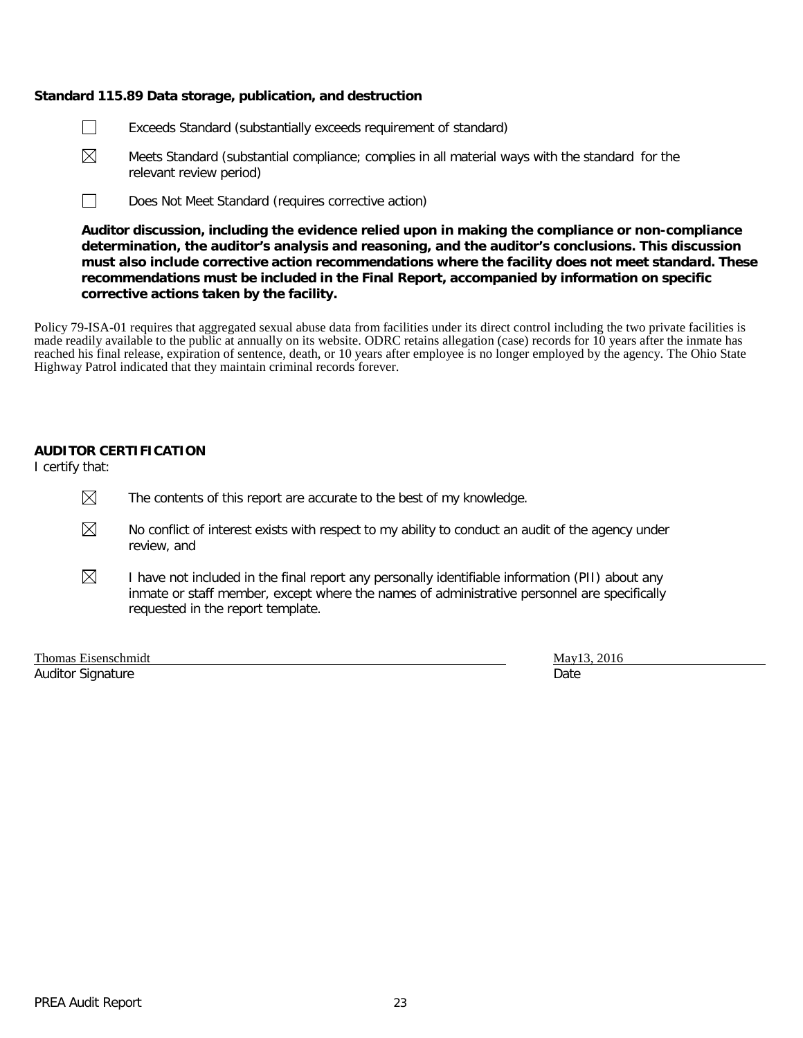**Standard 115.89 Data storage, publication, and destruction**

☐ Exceeds Standard (substantially exceeds requirement of standard)

☒ Meets Standard (substantial compliance; complies in all material ways with the standard for the relevant review period)

☐ Does Not Meet Standard (requires corrective action)

**Auditor discussion, including the evidence relied upon in making the compliance or non-compliance determination, the auditor's analysis and reasoning, and the auditor's conclusions. This discussion must also include corrective action recommendations where the facility does not meet standard. These recommendations must be included in the Final Report, accompanied by information on specific corrective actions taken by the facility.**

Policy 79-ISA-01 requires that aggregated sexual abuse data from facilities under its direct control including the two private facilities is made readily available to the public at annually on its website. ODRC retains allegation (case) records for 10 years after the inmate has reached his final release, expiration of sentence, death, or 10 years after employee is no longer employed by the agency. The Ohio State Highway Patrol indicated that they maintain criminal records forever.

**AUDITOR CERTIFICATION**

I certify that:

☒ The contents of this report are accurate to the best of my knowledge.

☒ No conflict of interest exists with respect to my ability to conduct an audit of the agency under review, and

☒ I have not included in the final report any personally identifiable information (PII) about any inmate or staff member, except where the names of administrative personnel are specifically requested in the report template.

| | |
|---|---|
| Thomas Eisenschmidt | May13, 2016 |
| Auditor Signature | Date |